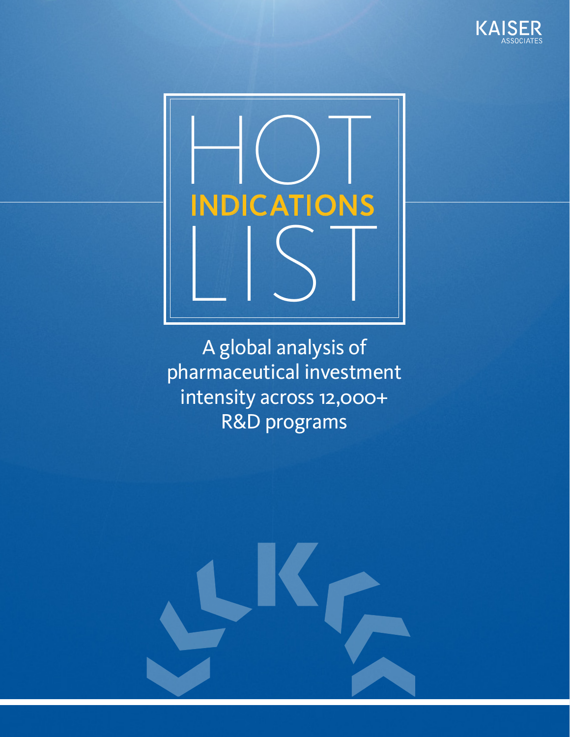KAISER ASSOCIATES

# HOT INDICATIONS LIST

A global analysis of pharmaceutical investment intensity across 12,000+ R&D programs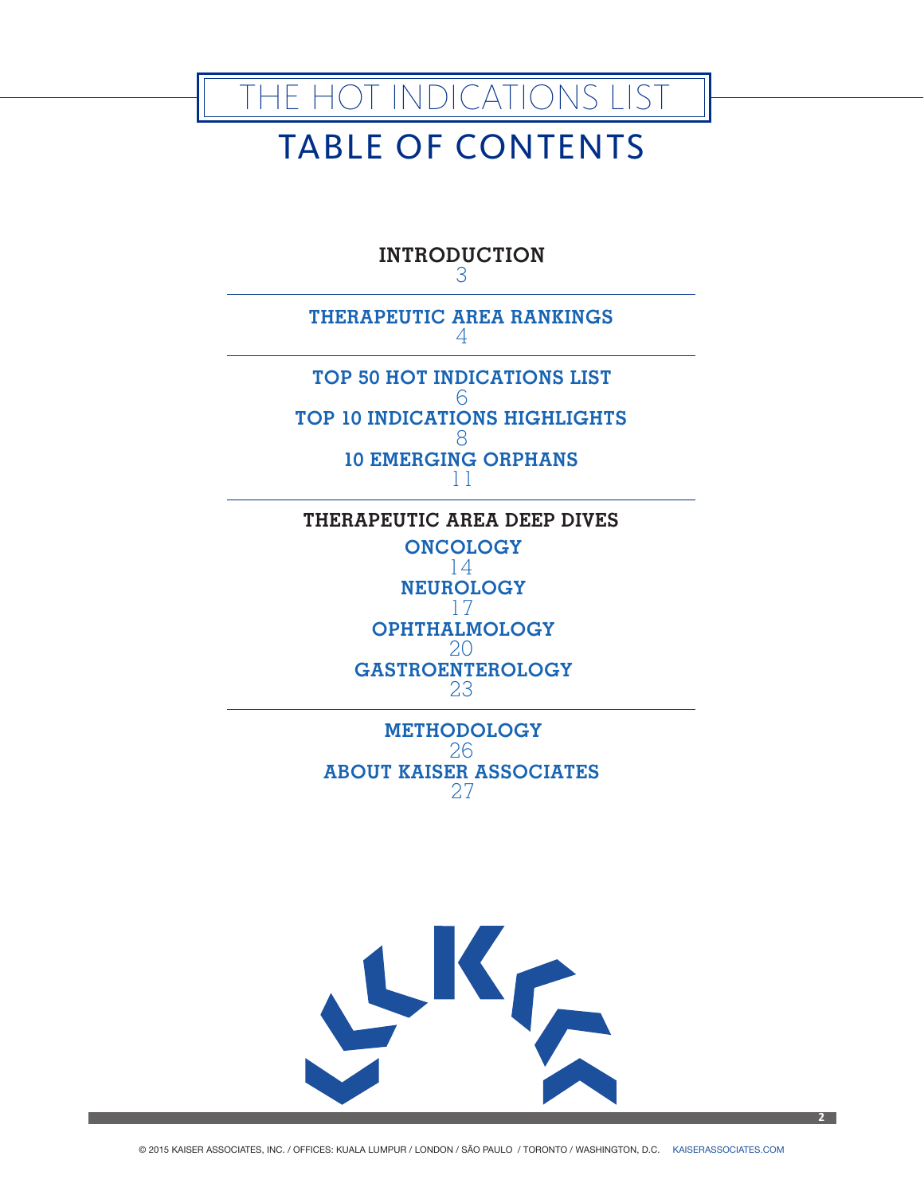# THE HOT INDICATIONS LIST

## TABLE OF CONTENTS

**INTRODUCTION**
3

**THERAPEUTIC AREA RANKINGS**
4

**TOP 50 HOT INDICATIONS LIST**
6

**TOP 10 INDICATIONS HIGHLIGHTS**
8

**10 EMERGING ORPHANS**
11

**THERAPEUTIC AREA DEEP DIVES**

**ONCOLOGY**
14

**NEUROLOGY**
17

**OPHTHALMOLOGY**
20

**GASTROENTEROLOGY**
23

**METHODOLOGY**
26

**ABOUT KAISER ASSOCIATES**
27

© 2015 KAISER ASSOCIATES, INC. / OFFICES: KUALA LUMPUR / LONDON / SÃO PAULO / TORONTO / WASHINGTON, D.C. KAISERASSOCIATES.COM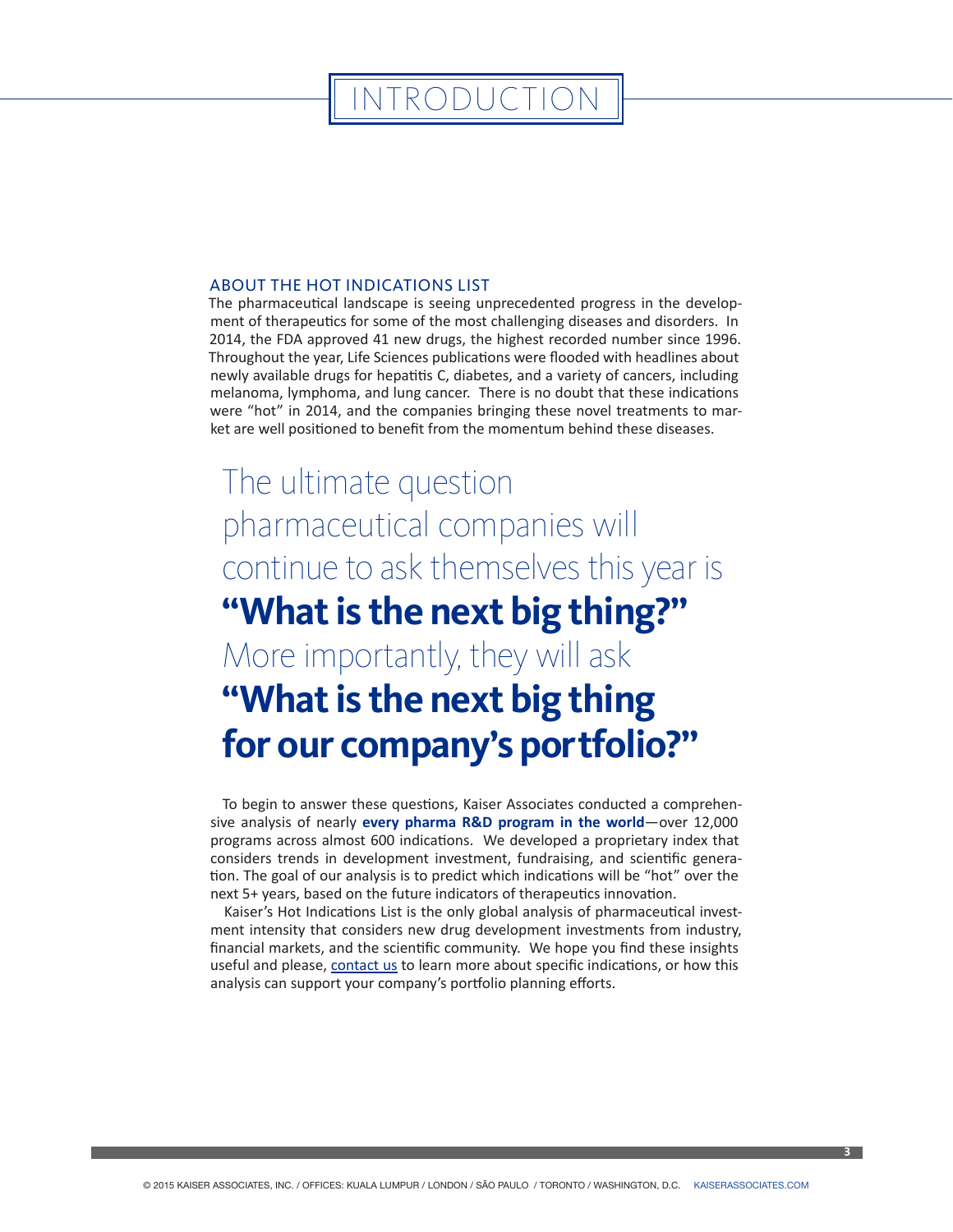# INTRODUCTION

## ABOUT THE HOT INDICATIONS LIST

The pharmaceutical landscape is seeing unprecedented progress in the development of therapeutics for some of the most challenging diseases and disorders. In 2014, the FDA approved 41 new drugs, the highest recorded number since 1996. Throughout the year, Life Sciences publications were flooded with headlines about newly available drugs for hepatitis C, diabetes, and a variety of cancers, including melanoma, lymphoma, and lung cancer. There is no doubt that these indications were "hot" in 2014, and the companies bringing these novel treatments to market are well positioned to benefit from the momentum behind these diseases.

The ultimate question pharmaceutical companies will continue to ask themselves this year is **"What is the next big thing?"** More importantly, they will ask **"What is the next big thing for our company's portfolio?"**

To begin to answer these questions, Kaiser Associates conducted a comprehensive analysis of nearly **every pharma R&D program in the world**—over 12,000 programs across almost 600 indications. We developed a proprietary index that considers trends in development investment, fundraising, and scientific generation. The goal of our analysis is to predict which indications will be "hot" over the next 5+ years, based on the future indicators of therapeutics innovation.

Kaiser's Hot Indications List is the only global analysis of pharmaceutical investment intensity that considers new drug development investments from industry, financial markets, and the scientific community. We hope you find these insights useful and please, contact us to learn more about specific indications, or how this analysis can support your company's portfolio planning efforts.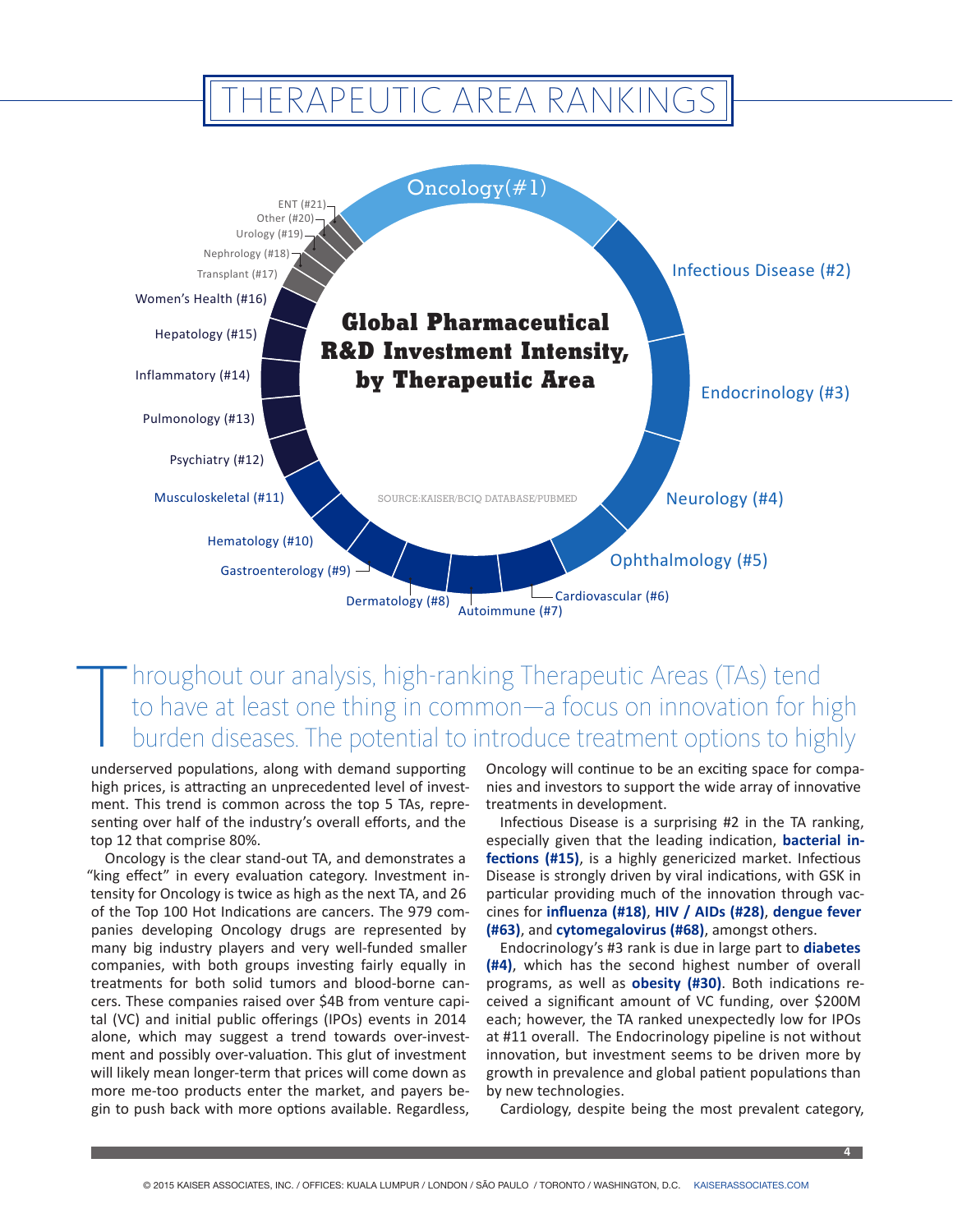# THERAPEUTIC AREA RANKINGS

**Global Pharmaceutical R&D Investment Intensity, by Therapeutic Area**

Oncology (#1)
Infectious Disease (#2)
Endocrinology (#3)
Neurology (#4)
Ophthalmology (#5)
Cardiovascular (#6)
Autoimmune (#7)
Dermatology (#8)
Gastroenterology (#9)
Hematology (#10)
Musculoskeletal (#11)
Psychiatry (#12)
Pulmonology (#13)
Inflammatory (#14)
Hepatology (#15)
Women's Health (#16)
Transplant (#17)
Nephrology (#18)
Urology (#19)
Other (#20)
ENT (#21)

SOURCE:KAISER/BCIQ DATABASE/PUBMED

Throughout our analysis, high-ranking Therapeutic Areas (TAs) tend to have at least one thing in common—a focus on innovation for high burden diseases. The potential to introduce treatment options to highly underserved populations, along with demand supporting high prices, is attracting an unprecedented level of investment. This trend is common across the top 5 TAs, representing over half of the industry's overall efforts, and the top 12 that comprise 80%.

Oncology is the clear stand-out TA, and demonstrates a "king effect" in every evaluation category. Investment intensity for Oncology is twice as high as the next TA, and 26 of the Top 100 Hot Indications are cancers. The 979 companies developing Oncology drugs are represented by many big industry players and very well-funded smaller companies, with both groups investing fairly equally in treatments for both solid tumors and blood-borne cancers. These companies raised over $4B from venture capital (VC) and initial public offerings (IPOs) events in 2014 alone, which may suggest a trend towards over-investment and possibly over-valuation. This glut of investment will likely mean longer-term that prices will come down as more me-too products enter the market, and payers begin to push back with more options available. Regardless, Oncology will continue to be an exciting space for companies and investors to support the wide array of innovative treatments in development.

Infectious Disease is a surprising #2 in the TA ranking, especially given that the leading indication, **bacterial infections (#15)**, is a highly genericized market. Infectious Disease is strongly driven by viral indications, with GSK in particular providing much of the innovation through vaccines for **influenza (#18)**, **HIV / AIDs (#28)**, **dengue fever (#63)**, and **cytomegalovirus (#68)**, amongst others.

Endocrinology's #3 rank is due in large part to **diabetes (#4)**, which has the second highest number of overall programs, as well as **obesity (#30)**. Both indications received a significant amount of VC funding, over $200M each; however, the TA ranked unexpectedly low for IPOs at #11 overall. The Endocrinology pipeline is not without innovation, but investment seems to be driven more by growth in prevalence and global patient populations than by new technologies.

Cardiology, despite being the most prevalent category,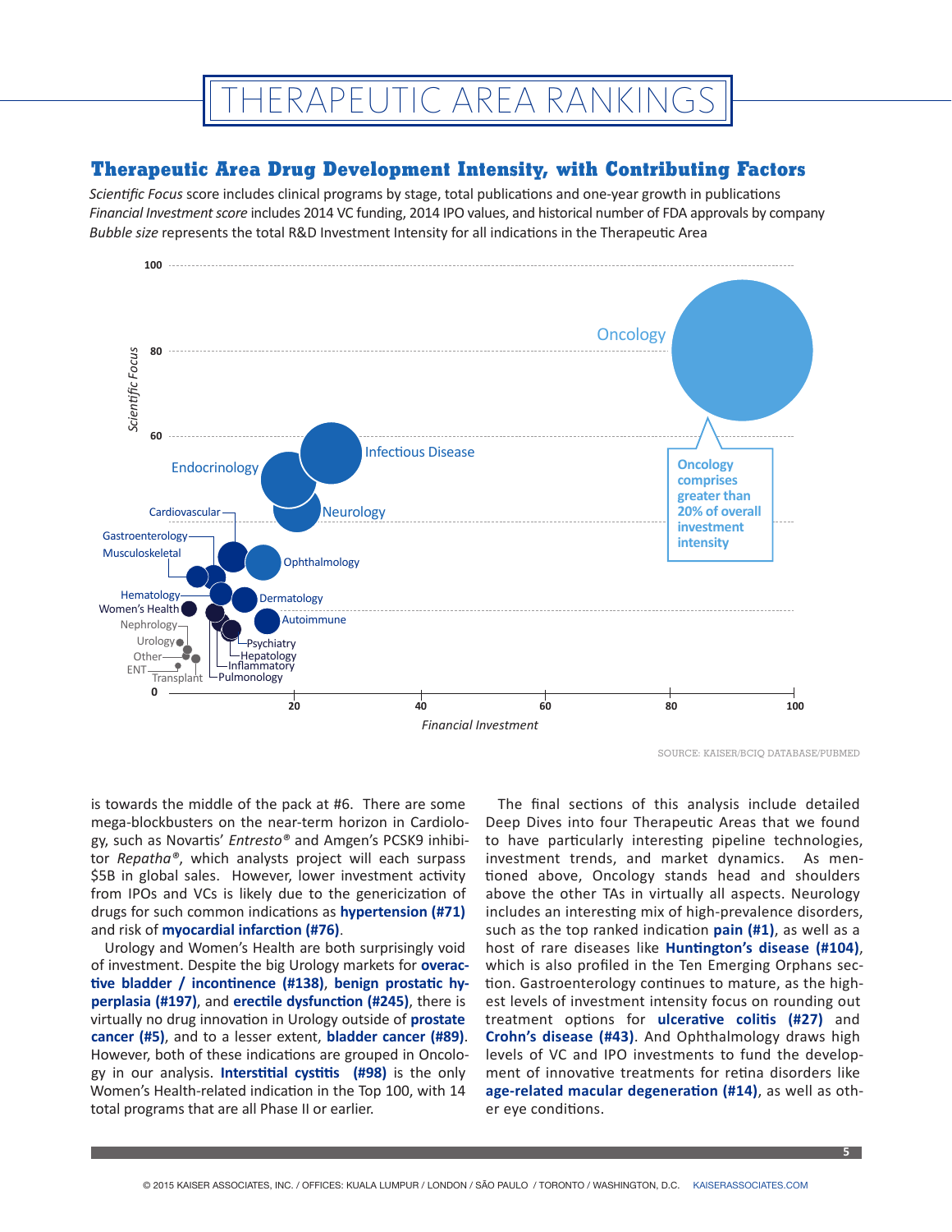# THERAPEUTIC AREA RANKINGS

## Therapeutic Area Drug Development Intensity, with Contributing Factors

*Scientific Focus* score includes clinical programs by stage, total publications and one-year growth in publications
*Financial Investment score* includes 2014 VC funding, 2014 IPO values, and historical number of FDA approvals by company
*Bubble size* represents the total R&D Investment Intensity for all indications in the Therapeutic Area

Oncology comprises greater than 20% of overall investment intensity

SOURCE: KAISER/BCIQ DATABASE/PUBMED

is towards the middle of the pack at #6. There are some mega-blockbusters on the near-term horizon in Cardiology, such as Novartis' *Entresto®* and Amgen's PCSK9 inhibitor *Repatha®*, which analysts project will each surpass $5B in global sales. However, lower investment activity from IPOs and VCs is likely due to the genericization of drugs for such common indications as **hypertension (#71)** and risk of **myocardial infarction (#76)**.

Urology and Women's Health are both surprisingly void of investment. Despite the big Urology markets for **overactive bladder / incontinence (#138)**, **benign prostatic hyperplasia (#197)**, and **erectile dysfunction (#245)**, there is virtually no drug innovation in Urology outside of **prostate cancer (#5)**, and to a lesser extent, **bladder cancer (#89)**. However, both of these indications are grouped in Oncology in our analysis. **Interstitial cystitis (#98)** is the only Women's Health-related indication in the Top 100, with 14 total programs that are all Phase II or earlier.

The final sections of this analysis include detailed Deep Dives into four Therapeutic Areas that we found to have particularly interesting pipeline technologies, investment trends, and market dynamics. As mentioned above, Oncology stands head and shoulders above the other TAs in virtually all aspects. Neurology includes an interesting mix of high-prevalence disorders, such as the top ranked indication **pain (#1)**, as well as a host of rare diseases like **Huntington's disease (#104)**, which is also profiled in the Ten Emerging Orphans section. Gastroenterology continues to mature, as the highest levels of investment intensity focus on rounding out treatment options for **ulcerative colitis (#27)** and **Crohn's disease (#43)**. And Ophthalmology draws high levels of VC and IPO investments to fund the development of innovative treatments for retina disorders like **age-related macular degeneration (#14)**, as well as other eye conditions.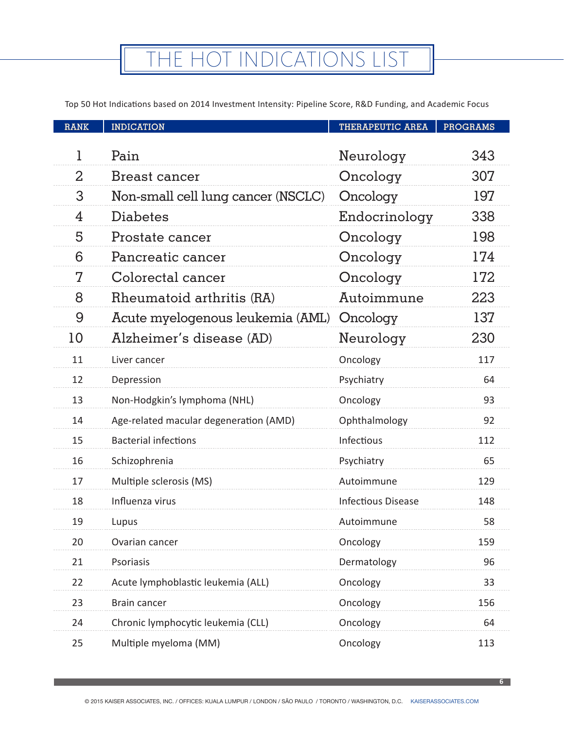# THE HOT INDICATIONS LIST

Top 50 Hot Indications based on 2014 Investment Intensity: Pipeline Score, R&D Funding, and Academic Focus

| RANK | INDICATION | THERAPEUTIC AREA | PROGRAMS |
|---|---|---|---|
| 1 | Pain | Neurology | 343 |
| 2 | Breast cancer | Oncology | 307 |
| 3 | Non-small cell lung cancer (NSCLC) | Oncology | 197 |
| 4 | Diabetes | Endocrinology | 338 |
| 5 | Prostate cancer | Oncology | 198 |
| 6 | Pancreatic cancer | Oncology | 174 |
| 7 | Colorectal cancer | Oncology | 172 |
| 8 | Rheumatoid arthritis (RA) | Autoimmune | 223 |
| 9 | Acute myelogenous leukemia (AML) | Oncology | 137 |
| 10 | Alzheimer's disease (AD) | Neurology | 230 |
| 11 | Liver cancer | Oncology | 117 |
| 12 | Depression | Psychiatry | 64 |
| 13 | Non-Hodgkin's lymphoma (NHL) | Oncology | 93 |
| 14 | Age-related macular degeneration (AMD) | Ophthalmology | 92 |
| 15 | Bacterial infections | Infectious | 112 |
| 16 | Schizophrenia | Psychiatry | 65 |
| 17 | Multiple sclerosis (MS) | Autoimmune | 129 |
| 18 | Influenza virus | Infectious Disease | 148 |
| 19 | Lupus | Autoimmune | 58 |
| 20 | Ovarian cancer | Oncology | 159 |
| 21 | Psoriasis | Dermatology | 96 |
| 22 | Acute lymphoblastic leukemia (ALL) | Oncology | 33 |
| 23 | Brain cancer | Oncology | 156 |
| 24 | Chronic lymphocytic leukemia (CLL) | Oncology | 64 |
| 25 | Multiple myeloma (MM) | Oncology | 113 |

© 2015 KAISER ASSOCIATES, INC. / OFFICES: KUALA LUMPUR / LONDON / SÃO PAULO / TORONTO / WASHINGTON, D.C. KAISERASSOCIATES.COM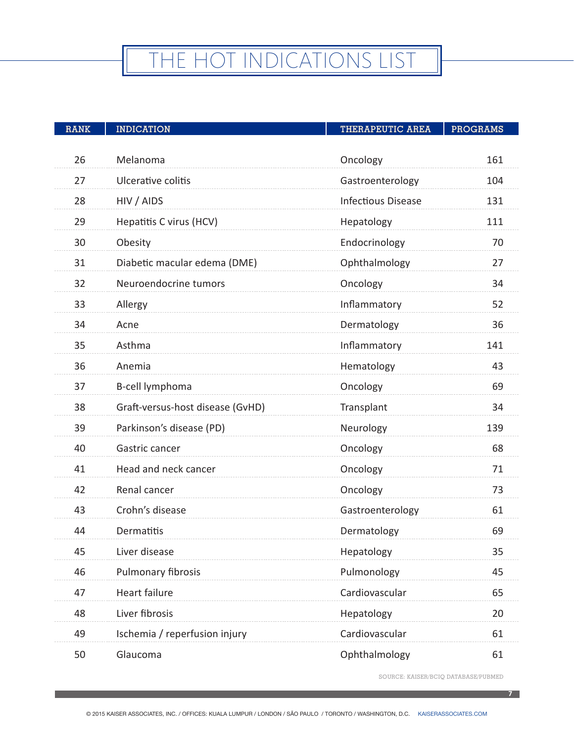# THE HOT INDICATIONS LIST

| RANK | INDICATION | THERAPEUTIC AREA | PROGRAMS |
|---|---|---|---|
| 26 | Melanoma | Oncology | 161 |
| 27 | Ulcerative colitis | Gastroenterology | 104 |
| 28 | HIV / AIDS | Infectious Disease | 131 |
| 29 | Hepatitis C virus (HCV) | Hepatology | 111 |
| 30 | Obesity | Endocrinology | 70 |
| 31 | Diabetic macular edema (DME) | Ophthalmology | 27 |
| 32 | Neuroendocrine tumors | Oncology | 34 |
| 33 | Allergy | Inflammatory | 52 |
| 34 | Acne | Dermatology | 36 |
| 35 | Asthma | Inflammatory | 141 |
| 36 | Anemia | Hematology | 43 |
| 37 | B-cell lymphoma | Oncology | 69 |
| 38 | Graft-versus-host disease (GvHD) | Transplant | 34 |
| 39 | Parkinson’s disease (PD) | Neurology | 139 |
| 40 | Gastric cancer | Oncology | 68 |
| 41 | Head and neck cancer | Oncology | 71 |
| 42 | Renal cancer | Oncology | 73 |
| 43 | Crohn’s disease | Gastroenterology | 61 |
| 44 | Dermatitis | Dermatology | 69 |
| 45 | Liver disease | Hepatology | 35 |
| 46 | Pulmonary fibrosis | Pulmonology | 45 |
| 47 | Heart failure | Cardiovascular | 65 |
| 48 | Liver fibrosis | Hepatology | 20 |
| 49 | Ischemia / reperfusion injury | Cardiovascular | 61 |
| 50 | Glaucoma | Ophthalmology | 61 |

SOURCE: KAISER/BCIQ DATABASE/PUBMED

© 2015 KAISER ASSOCIATES, INC. / OFFICES: KUALA LUMPUR / LONDON / SÃO PAULO / TORONTO / WASHINGTON, D.C. KAISERASSOCIATES.COM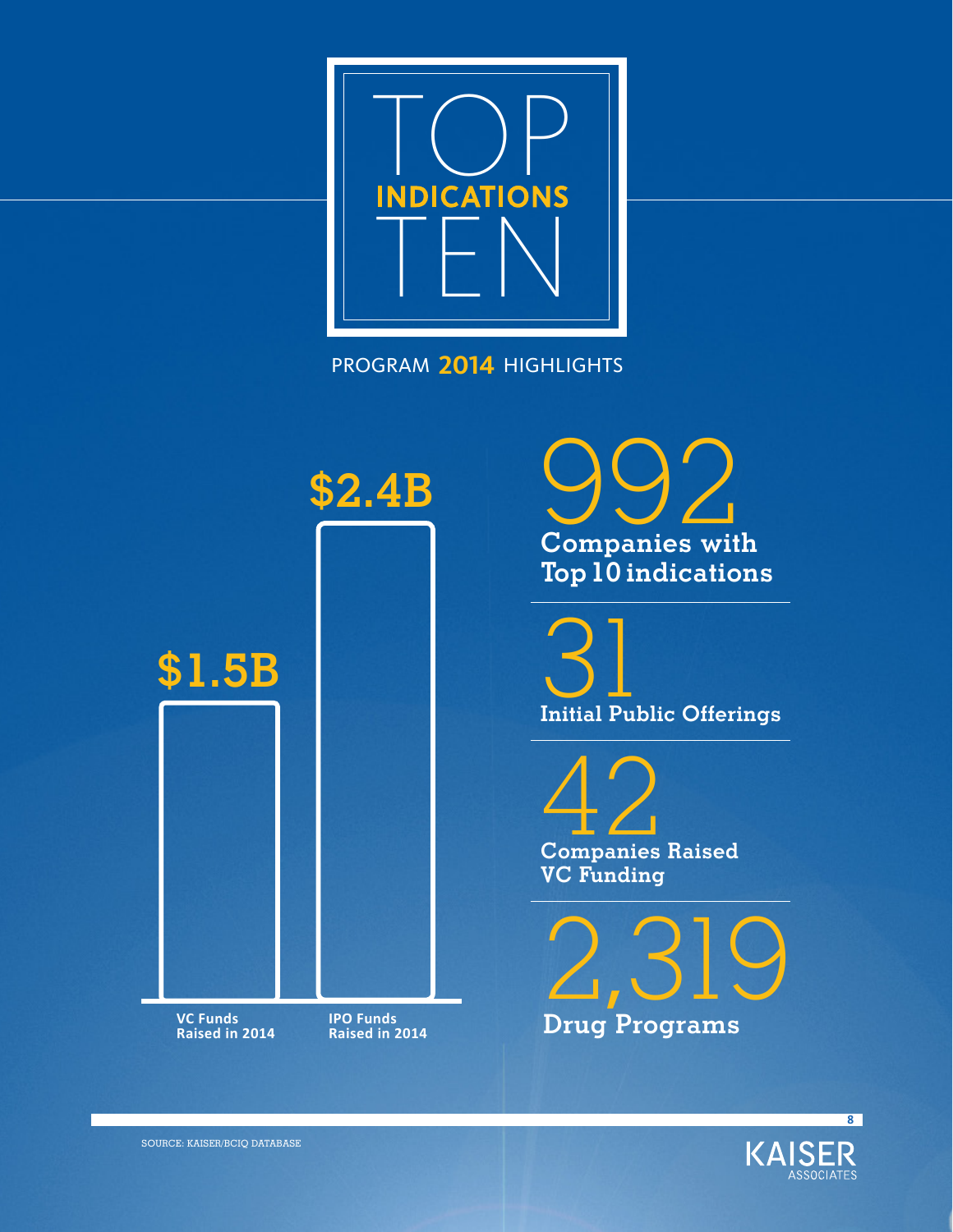# TOP INDICATIONS TEN

## PROGRAM 2014 HIGHLIGHTS

| | VC Funds Raised in 2014 | IPO Funds Raised in 2014 |
|---|---|---|
| Amount | $1.5B | $2.4B |

**992**
Companies with Top 10 indications

**31**
Initial Public Offerings

**42**
Companies Raised VC Funding

**2,319**
Drug Programs

SOURCE: KAISER/BCIQ DATABASE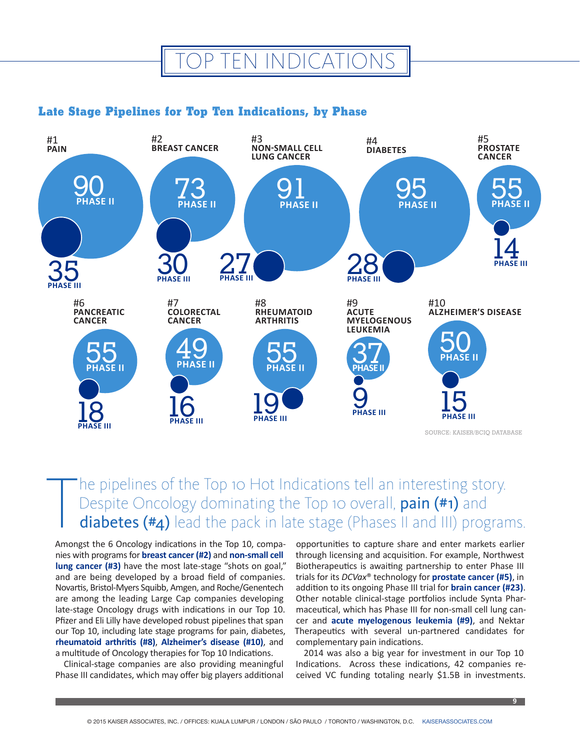# TOP TEN INDICATIONS

## Late Stage Pipelines for Top Ten Indications, by Phase

| Rank | Indication | Phase II | Phase III |
|---|---|---|---|
| #1 | PAIN | 90 | 35 |
| #2 | BREAST CANCER | 73 | 30 |
| #3 | NON-SMALL CELL LUNG CANCER | 91 | 27 |
| #4 | DIABETES | 95 | 28 |
| #5 | PROSTATE CANCER | 55 | 14 |
| #6 | PANCREATIC CANCER | 55 | 18 |
| #7 | COLORECTAL CANCER | 49 | 16 |
| #8 | RHEUMATOID ARTHRITIS | 55 | 19 |
| #9 | ACUTE MYELOGENOUS LEUKEMIA | 37 | 9 |
| #10 | ALZHEIMER'S DISEASE | 50 | 15 |

SOURCE: KAISER/BCIQ DATABASE

The pipelines of the Top 10 Hot Indications tell an interesting story. Despite Oncology dominating the Top 10 overall, **pain (#1)** and **diabetes (#4)** lead the pack in late stage (Phases II and III) programs.

Amongst the 6 Oncology indications in the Top 10, companies with programs for **breast cancer (#2)** and **non-small cell lung cancer (#3)** have the most late-stage "shots on goal," and are being developed by a broad field of companies. Novartis, Bristol-Myers Squibb, Amgen, and Roche/Genentech are among the leading Large Cap companies developing late-stage Oncology drugs with indications in our Top 10. Pfizer and Eli Lilly have developed robust pipelines that span our Top 10, including late stage programs for pain, diabetes, **rheumatoid arthritis (#8)**, **Alzheimer's disease (#10)**, and a multitude of Oncology therapies for Top 10 Indications.

Clinical-stage companies are also providing meaningful Phase III candidates, which may offer big players additional opportunities to capture share and enter markets earlier through licensing and acquisition. For example, Northwest Biotherapeutics is awaiting partnership to enter Phase III trials for its *DCVax®* technology for **prostate cancer (#5)**, in addition to its ongoing Phase III trial for **brain cancer (#23)**. Other notable clinical-stage portfolios include Synta Pharmaceutical, which has Phase III for non-small cell lung cancer and **acute myelogenous leukemia (#9)**, and Nektar Therapeutics with several un-partnered candidates for complementary pain indications.

2014 was also a big year for investment in our Top 10 Indications. Across these indications, 42 companies received VC funding totaling nearly $1.5B in investments.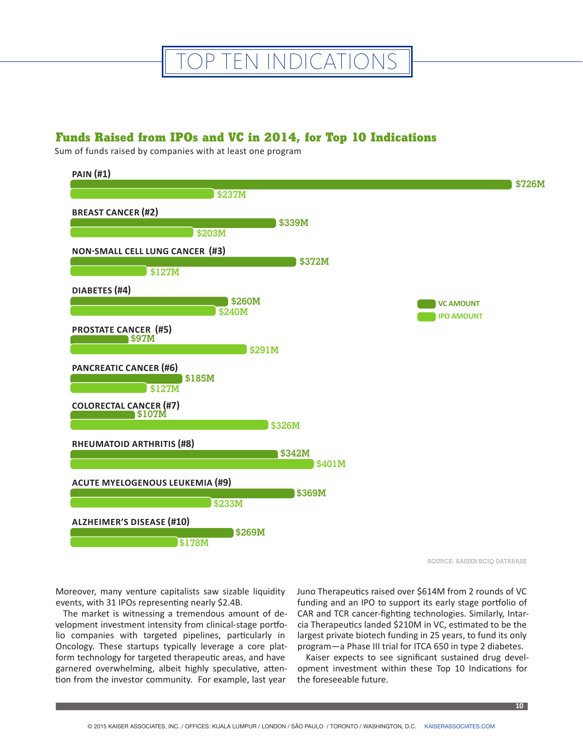# TOP TEN INDICATIONS

## Funds Raised from IPOs and VC in 2014, for Top 10 Indications

Sum of funds raised by companies with at least one program

| Indication | VC Amount | IPO Amount |
|---|---|---|
| PAIN (#1) | $726M | $237M |
| BREAST CANCER (#2) | $339M | $203M |
| NON-SMALL CELL LUNG CANCER (#3) | $372M | $127M |
| DIABETES (#4) | $260M | $240M |
| PROSTATE CANCER (#5) | $97M | $291M |
| PANCREATIC CANCER (#6) | $185M | $127M |
| COLORECTAL CANCER (#7) | $107M | $326M |
| RHEUMATOID ARTHRITIS (#8) | $342M | $401M |
| ACUTE MYELOGENOUS LEUKEMIA (#9) | $369M | $233M |
| ALZHEIMER'S DISEASE (#10) | $269M | $178M |

SOURCE: KAISER/BCIQ DATABASE

Moreover, many venture capitalists saw sizable liquidity events, with 31 IPOs representing nearly $2.4B.

The market is witnessing a tremendous amount of development investment intensity from clinical-stage portfolio companies with targeted pipelines, particularly in Oncology. These startups typically leverage a core platform technology for targeted therapeutic areas, and have garnered overwhelming, albeit highly speculative, attention from the investor community. For example, last year Juno Therapeutics raised over $614M from 2 rounds of VC funding and an IPO to support its early stage portfolio of CAR and TCR cancer-fighting technologies. Similarly, Intarcia Therapeutics landed $210M in VC, estimated to be the largest private biotech funding in 25 years, to fund its only program—a Phase III trial for ITCA 650 in type 2 diabetes.

Kaiser expects to see significant sustained drug development investment within these Top 10 Indications for the foreseeable future.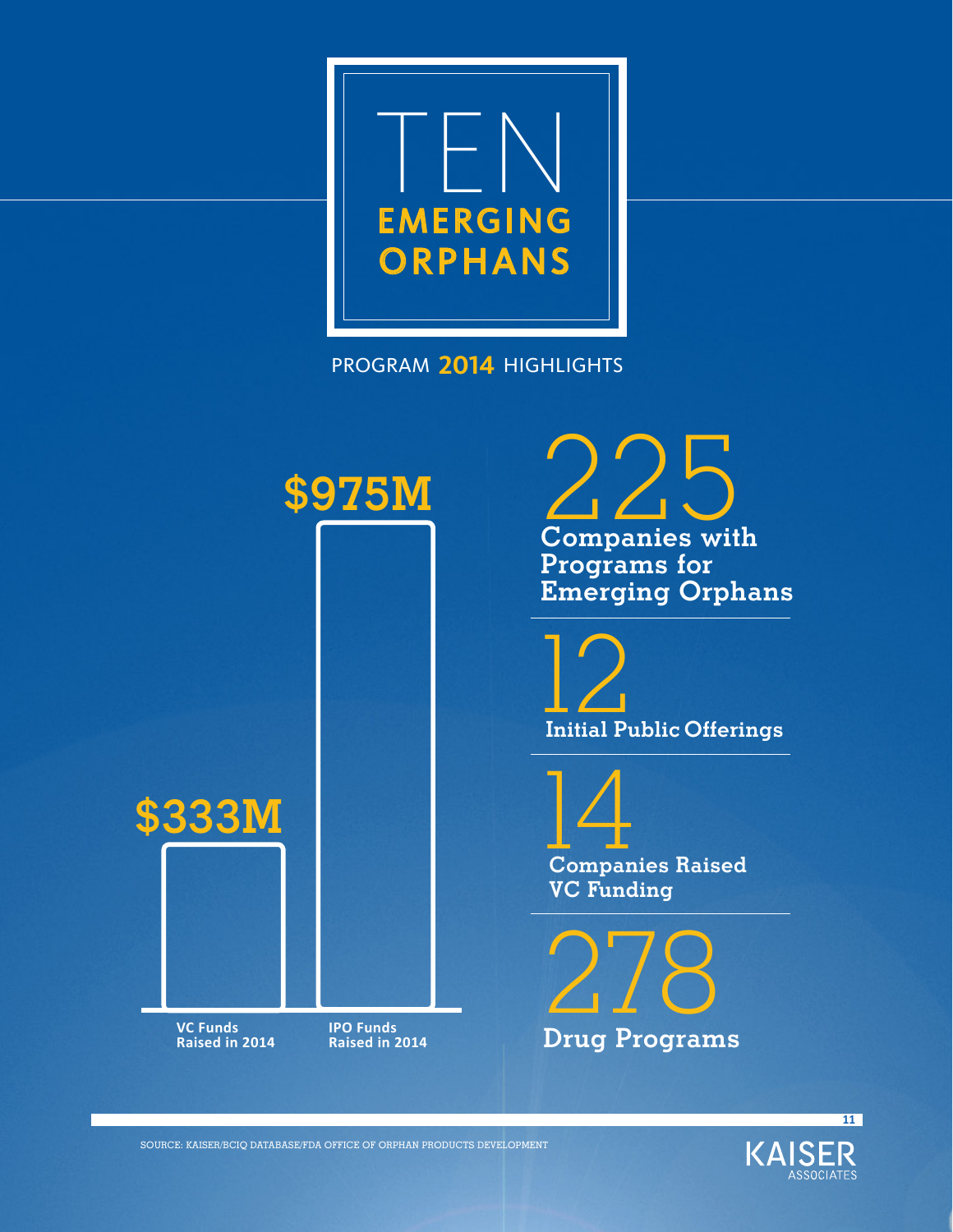# TEN EMERGING ORPHANS

## PROGRAM 2014 HIGHLIGHTS

**$333M**
VC Funds Raised in 2014

**$975M**
IPO Funds Raised in 2014

**225**
Companies with Programs for Emerging Orphans

**12**
Initial Public Offerings

**14**
Companies Raised VC Funding

**278**
Drug Programs

SOURCE: KAISER/BCIQ DATABASE/FDA OFFICE OF ORPHAN PRODUCTS DEVELOPMENT

KAISER ASSOCIATES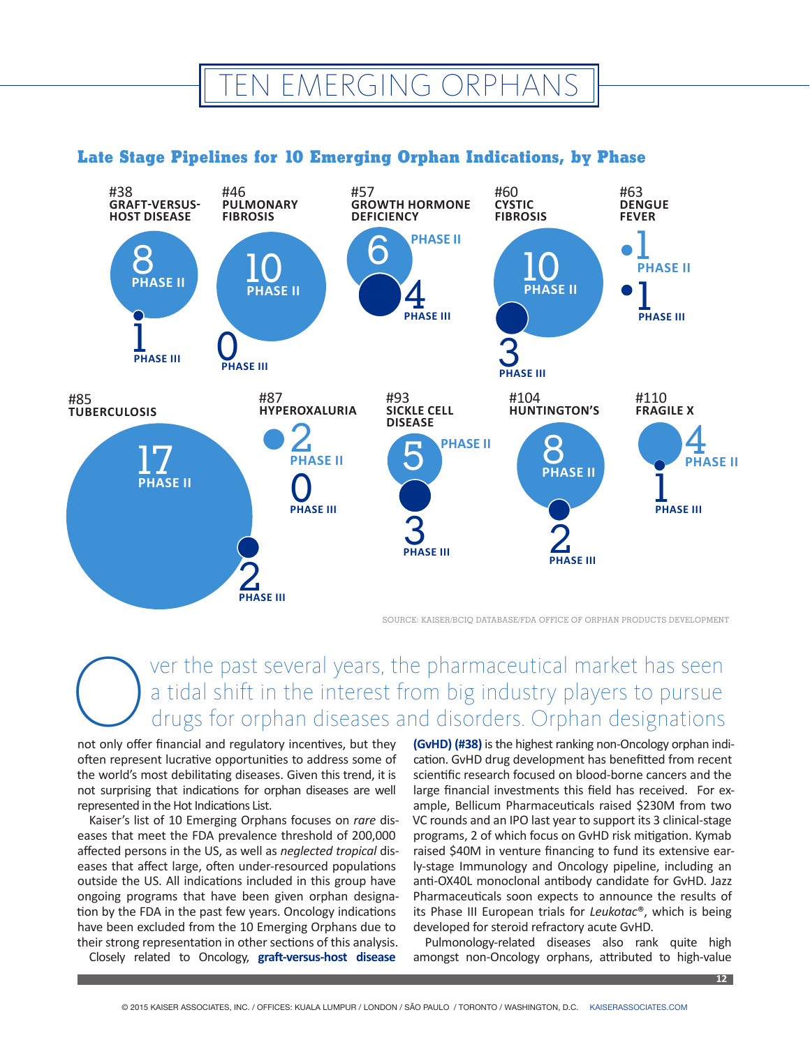# TEN EMERGING ORPHANS

**Late Stage Pipelines for 10 Emerging Orphan Indications, by Phase**

| Rank | Indication | Phase II | Phase III |
|---|---|---|---|
| #38 | Graft-Versus-Host Disease | 8 | 1 |
| #46 | Pulmonary Fibrosis | 10 | 0 |
| #57 | Growth Hormone Deficiency | 6 | 4 |
| #60 | Cystic Fibrosis | 10 | 3 |
| #63 | Dengue Fever | 1 | 1 |
| #85 | Tuberculosis | 17 | 2 |
| #87 | Hyperoxaluria | 2 | 0 |
| #93 | Sickle Cell Disease | 5 | 3 |
| #104 | Huntington's | 8 | 2 |
| #110 | Fragile X | 4 | 1 |

SOURCE: KAISER/BCIQ DATABASE/FDA OFFICE OF ORPHAN PRODUCTS DEVELOPMENT

Over the past several years, the pharmaceutical market has seen a tidal shift in the interest from big industry players to pursue drugs for orphan diseases and disorders. Orphan designations not only offer financial and regulatory incentives, but they often represent lucrative opportunities to address some of the world's most debilitating diseases. Given this trend, it is not surprising that indications for orphan diseases are well represented in the Hot Indications List.

Kaiser's list of 10 Emerging Orphans focuses on *rare* diseases that meet the FDA prevalence threshold of 200,000 affected persons in the US, as well as *neglected tropical* diseases that affect large, often under-resourced populations outside the US. All indications included in this group have ongoing programs that have been given orphan designation by the FDA in the past few years. Oncology indications have been excluded from the 10 Emerging Orphans due to their strong representation in other sections of this analysis.

Closely related to Oncology, **graft-versus-host disease (GvHD) (#38)** is the highest ranking non-Oncology orphan indication. GvHD drug development has benefitted from recent scientific research focused on blood-borne cancers and the large financial investments this field has received. For example, Bellicum Pharmaceuticals raised $230M from two VC rounds and an IPO last year to support its 3 clinical-stage programs, 2 of which focus on GvHD risk mitigation. Kymab raised $40M in venture financing to fund its extensive early-stage Immunology and Oncology pipeline, including an anti-OX40L monoclonal antibody candidate for GvHD. Jazz Pharmaceuticals soon expects to announce the results of its Phase III European trials for *Leukotac*®, which is being developed for steroid refractory acute GvHD.

Pulmonology-related diseases also rank quite high amongst non-Oncology orphans, attributed to high-value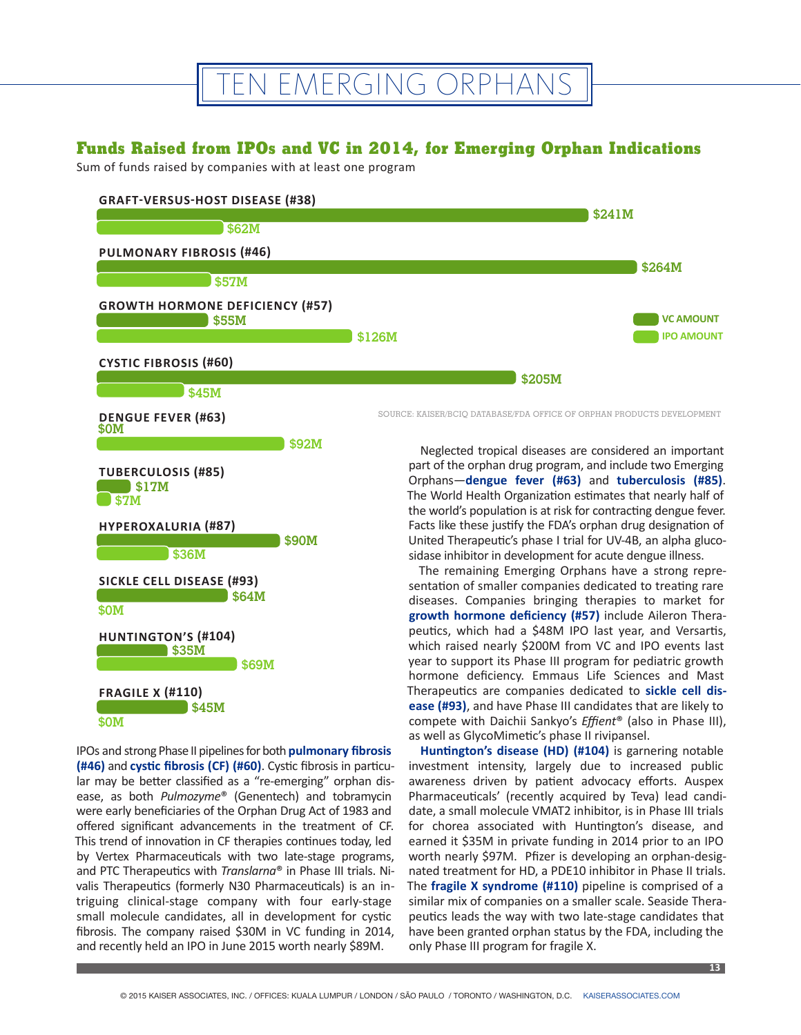# TEN EMERGING ORPHANS

## Funds Raised from IPOs and VC in 2014, for Emerging Orphan Indications

Sum of funds raised by companies with at least one program

| Indication | VC Amount | IPO Amount |
|---|---|---|
| GRAFT-VERSUS-HOST DISEASE (#38) | $241M | $62M |
| PULMONARY FIBROSIS (#46) | $264M | $57M |
| GROWTH HORMONE DEFICIENCY (#57) | $55M | $126M |
| CYSTIC FIBROSIS (#60) | $205M | $45M |
| DENGUE FEVER (#63) | $0M | $92M |
| TUBERCULOSIS (#85) | $17M | $7M |
| HYPEROXALURIA (#87) | $90M | $36M |
| SICKLE CELL DISEASE (#93) | $64M | $0M |
| HUNTINGTON'S (#104) | $35M | $69M |
| FRAGILE X (#110) | $45M | $0M |

SOURCE: KAISER/BCIQ DATABASE/FDA OFFICE OF ORPHAN PRODUCTS DEVELOPMENT

IPOs and strong Phase II pipelines for both **pulmonary fibrosis (#46)** and **cystic fibrosis (CF) (#60)**. Cystic fibrosis in particular may be better classified as a "re-emerging" orphan disease, as both *Pulmozyme®* (Genentech) and tobramycin were early beneficiaries of the Orphan Drug Act of 1983 and offered significant advancements in the treatment of CF. This trend of innovation in CF therapies continues today, led by Vertex Pharmaceuticals with two late-stage programs, and PTC Therapeutics with *Translarna®* in Phase III trials. Nivalis Therapeutics (formerly N30 Pharmaceuticals) is an intriguing clinical-stage company with four early-stage small molecule candidates, all in development for cystic fibrosis. The company raised $30M in VC funding in 2014, and recently held an IPO in June 2015 worth nearly $89M.

Neglected tropical diseases are considered an important part of the orphan drug program, and include two Emerging Orphans—**dengue fever (#63)** and **tuberculosis (#85)**. The World Health Organization estimates that nearly half of the world's population is at risk for contracting dengue fever. Facts like these justify the FDA's orphan drug designation of United Therapeutic's phase I trial for UV-4B, an alpha glucosidase inhibitor in development for acute dengue illness.

The remaining Emerging Orphans have a strong representation of smaller companies dedicated to treating rare diseases. Companies bringing therapies to market for **growth hormone deficiency (#57)** include Aileron Therapeutics, which had a $48M IPO last year, and Versartis, which raised nearly $200M from VC and IPO events last year to support its Phase III program for pediatric growth hormone deficiency. Emmaus Life Sciences and Mast Therapeutics are companies dedicated to **sickle cell disease (#93)**, and have Phase III candidates that are likely to compete with Daichii Sankyo's *Effient®* (also in Phase III), as well as GlycoMimetic's phase II rivipansel.

**Huntington's disease (HD) (#104)** is garnering notable investment intensity, largely due to increased public awareness driven by patient advocacy efforts. Auspex Pharmaceuticals' (recently acquired by Teva) lead candidate, a small molecule VMAT2 inhibitor, is in Phase III trials for chorea associated with Huntington's disease, and earned it $35M in private funding in 2014 prior to an IPO worth nearly $97M. Pfizer is developing an orphan-designated treatment for HD, a PDE10 inhibitor in Phase II trials. The **fragile X syndrome (#110)** pipeline is comprised of a similar mix of companies on a smaller scale. Seaside Therapeutics leads the way with two late-stage candidates that have been granted orphan status by the FDA, including the only Phase III program for fragile X.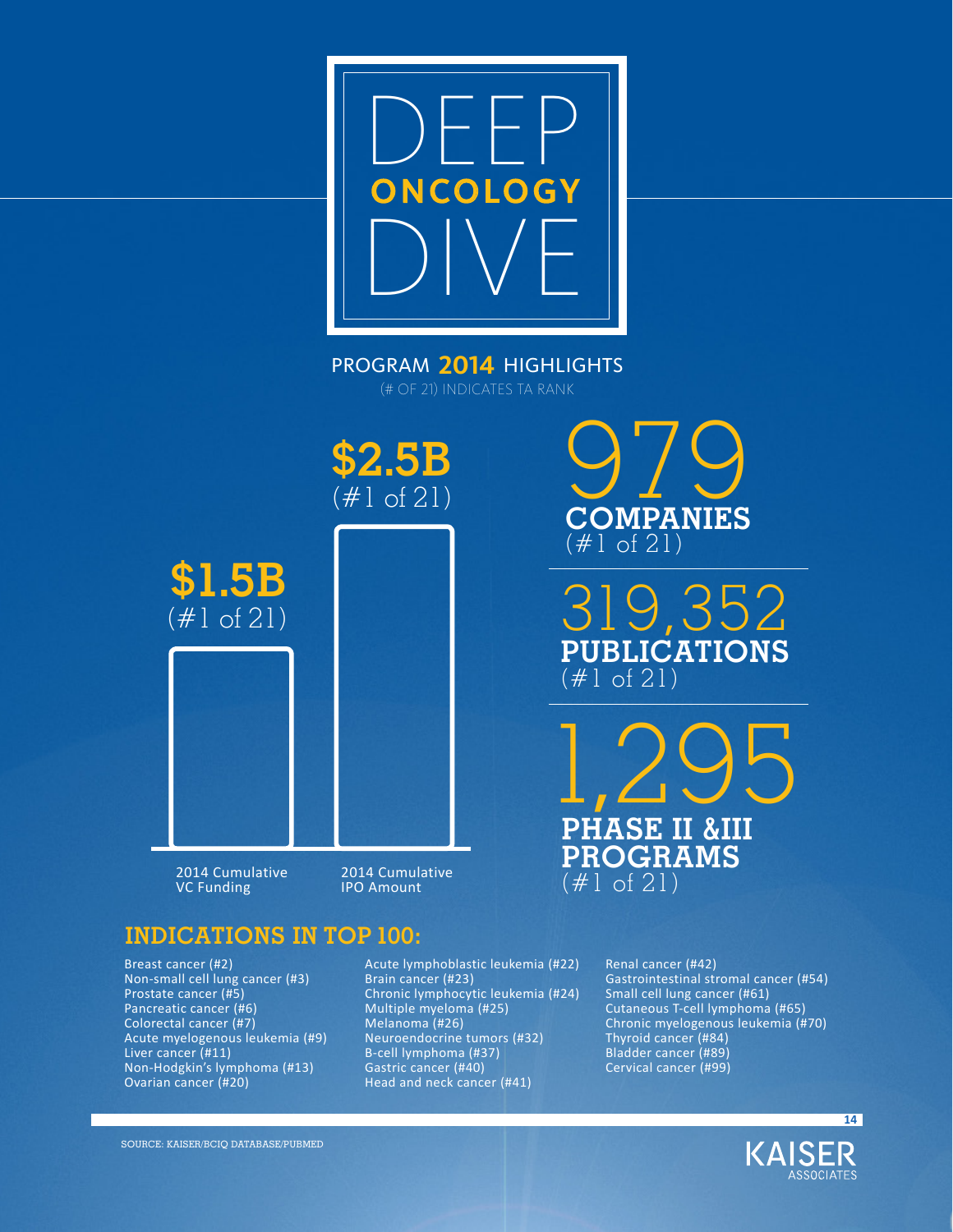# DEEP ONCOLOGY DIVE

## PROGRAM 2014 HIGHLIGHTS

(# OF 21) INDICATES TA RANK

**$1.5B** (#1 of 21)
2014 Cumulative VC Funding

**$2.5B** (#1 of 21)
2014 Cumulative IPO Amount

**979 COMPANIES** (#1 of 21)

**319,352 PUBLICATIONS** (#1 of 21)

**1,295 PHASE II &III PROGRAMS** (#1 of 21)

## INDICATIONS IN TOP 100:

- Breast cancer (#2)
- Non-small cell lung cancer (#3)
- Prostate cancer (#5)
- Pancreatic cancer (#6)
- Colorectal cancer (#7)
- Acute myelogenous leukemia (#9)
- Liver cancer (#11)
- Non-Hodgkin's lymphoma (#13)
- Ovarian cancer (#20)
- Acute lymphoblastic leukemia (#22)
- Brain cancer (#23)
- Chronic lymphocytic leukemia (#24)
- Multiple myeloma (#25)
- Melanoma (#26)
- Neuroendocrine tumors (#32)
- B-cell lymphoma (#37)
- Gastric cancer (#40)
- Head and neck cancer (#41)
- Renal cancer (#42)
- Gastrointestinal stromal cancer (#54)
- Small cell lung cancer (#61)
- Cutaneous T-cell lymphoma (#65)
- Chronic myelogenous leukemia (#70)
- Thyroid cancer (#84)
- Bladder cancer (#89)
- Cervical cancer (#99)

SOURCE: KAISER/BCIQ DATABASE/PUBMED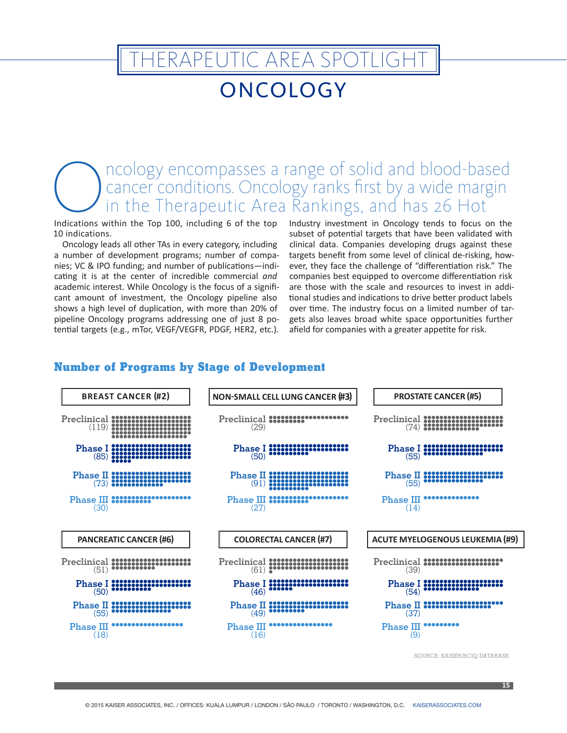# THERAPEUTIC AREA SPOTLIGHT

## ONCOLOGY

Oncology encompasses a range of solid and blood-based cancer conditions. Oncology ranks first by a wide margin in the Therapeutic Area Rankings, and has 26 Hot Indications within the Top 100, including 6 of the top 10 indications.

Oncology leads all other TAs in every category, including a number of development programs; number of companies; VC & IPO funding; and number of publications—indicating it is at the center of incredible commercial *and* academic interest. While Oncology is the focus of a significant amount of investment, the Oncology pipeline also shows a high level of duplication, with more than 20% of pipeline Oncology programs addressing one of just 8 potential targets (e.g., mTor, VEGF/VEGFR, PDGF, HER2, etc.).

Industry investment in Oncology tends to focus on the subset of potential targets that have been validated with clinical data. Companies developing drugs against these targets benefit from some level of clinical de-risking, however, they face the challenge of "differentiation risk." The companies best equipped to overcome differentiation risk are those with the scale and resources to invest in additional studies and indications to drive better product labels over time. The industry focus on a limited number of targets also leaves broad white space opportunities further afield for companies with a greater appetite for risk.

### Number of Programs by Stage of Development

| Indication | Preclinical | Phase I | Phase II | Phase III |
|---|---|---|---|---|
| BREAST CANCER (#2) | 119 | 85 | 73 | 30 |
| NON-SMALL CELL LUNG CANCER (#3) | 29 | 50 | 91 | 27 |
| PROSTATE CANCER (#5) | 74 | 55 | 55 | 14 |
| PANCREATIC CANCER (#6) | 51 | 50 | 55 | 18 |
| COLORECTAL CANCER (#7) | 61 | 46 | 49 | 16 |
| ACUTE MYELOGENOUS LEUKEMIA (#9) | 39 | 54 | 37 | 9 |

SOURCE: KAISER/BCIQ DATABASE

© 2015 KAISER ASSOCIATES, INC. / OFFICES: KUALA LUMPUR / LONDON / SÃO PAULO / TORONTO / WASHINGTON, D.C. KAISERASSOCIATES.COM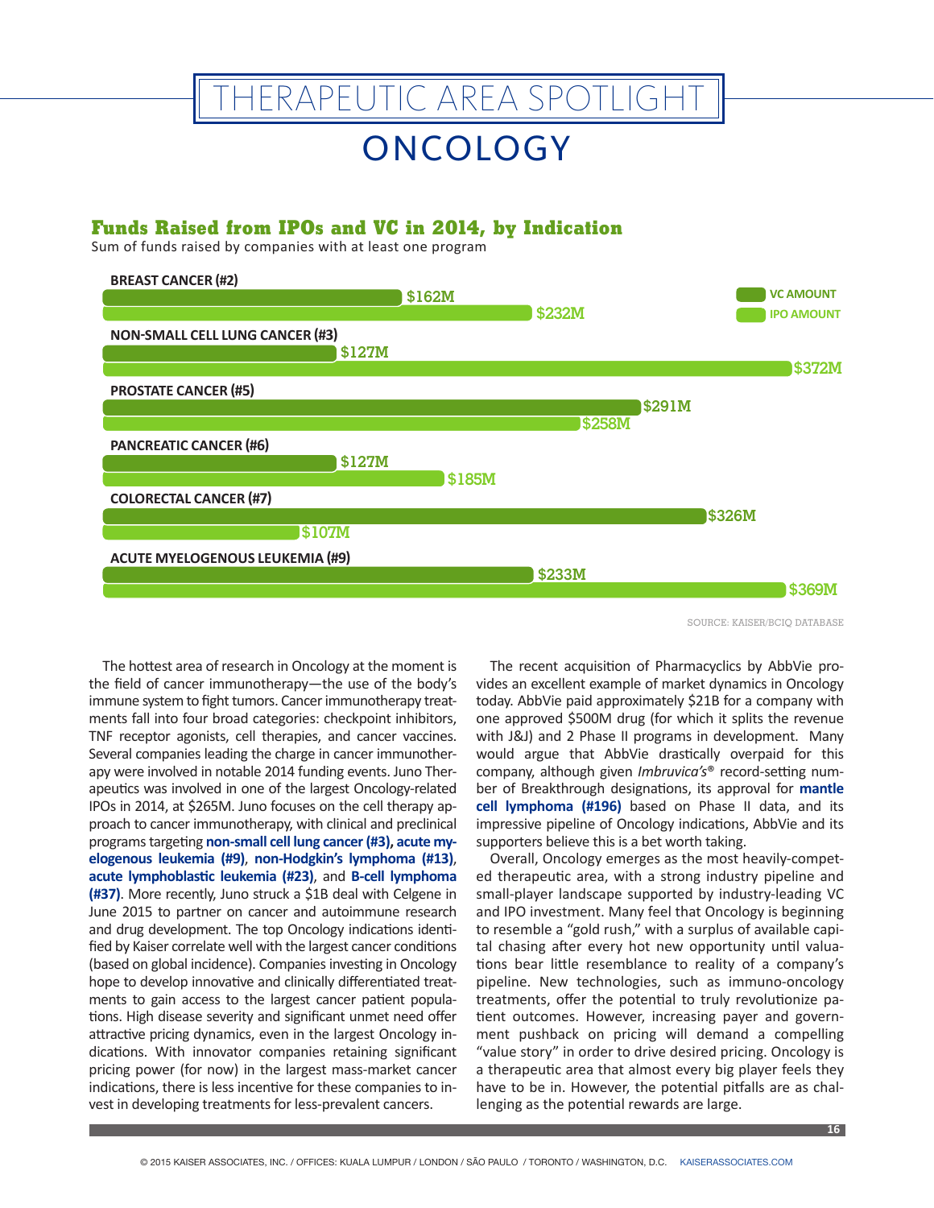# THERAPEUTIC AREA SPOTLIGHT

# ONCOLOGY

## Funds Raised from IPOs and VC in 2014, by Indication

Sum of funds raised by companies with at least one program

| Indication | VC AMOUNT | IPO AMOUNT |
|---|---|---|
| BREAST CANCER (#2) | $162M | $232M |
| NON-SMALL CELL LUNG CANCER (#3) | $127M | $372M |
| PROSTATE CANCER (#5) | $291M | $258M |
| PANCREATIC CANCER (#6) | $127M | $185M |
| COLORECTAL CANCER (#7) | $326M | $107M |
| ACUTE MYELOGENOUS LEUKEMIA (#9) | $233M | $369M |

SOURCE: KAISER/BCIQ DATABASE

The hottest area of research in Oncology at the moment is the field of cancer immunotherapy—the use of the body's immune system to fight tumors. Cancer immunotherapy treatments fall into four broad categories: checkpoint inhibitors, TNF receptor agonists, cell therapies, and cancer vaccines. Several companies leading the charge in cancer immunotherapy were involved in notable 2014 funding events. Juno Therapeutics was involved in one of the largest Oncology-related IPOs in 2014, at $265M. Juno focuses on the cell therapy approach to cancer immunotherapy, with clinical and preclinical programs targeting **non-small cell lung cancer (#3), acute myelogenous leukemia (#9)**, **non-Hodgkin's lymphoma (#13)**, **acute lymphoblastic leukemia (#23)**, and **B-cell lymphoma (#37)**. More recently, Juno struck a $1B deal with Celgene in June 2015 to partner on cancer and autoimmune research and drug development. The top Oncology indications identified by Kaiser correlate well with the largest cancer conditions (based on global incidence). Companies investing in Oncology hope to develop innovative and clinically differentiated treatments to gain access to the largest cancer patient populations. High disease severity and significant unmet need offer attractive pricing dynamics, even in the largest Oncology indications. With innovator companies retaining significant pricing power (for now) in the largest mass-market cancer indications, there is less incentive for these companies to invest in developing treatments for less-prevalent cancers.

The recent acquisition of Pharmacyclics by AbbVie provides an excellent example of market dynamics in Oncology today. AbbVie paid approximately $21B for a company with one approved $500M drug (for which it splits the revenue with J&J) and 2 Phase II programs in development. Many would argue that AbbVie drastically overpaid for this company, although given *Imbruvica's*® record-setting number of Breakthrough designations, its approval for **mantle cell lymphoma (#196)** based on Phase II data, and its impressive pipeline of Oncology indications, AbbVie and its supporters believe this is a bet worth taking.

Overall, Oncology emerges as the most heavily-competed therapeutic area, with a strong industry pipeline and small-player landscape supported by industry-leading VC and IPO investment. Many feel that Oncology is beginning to resemble a "gold rush," with a surplus of available capital chasing after every hot new opportunity until valuations bear little resemblance to reality of a company's pipeline. New technologies, such as immuno-oncology treatments, offer the potential to truly revolutionize patient outcomes. However, increasing payer and government pushback on pricing will demand a compelling "value story" in order to drive desired pricing. Oncology is a therapeutic area that almost every big player feels they have to be in. However, the potential pitfalls are as challenging as the potential rewards are large.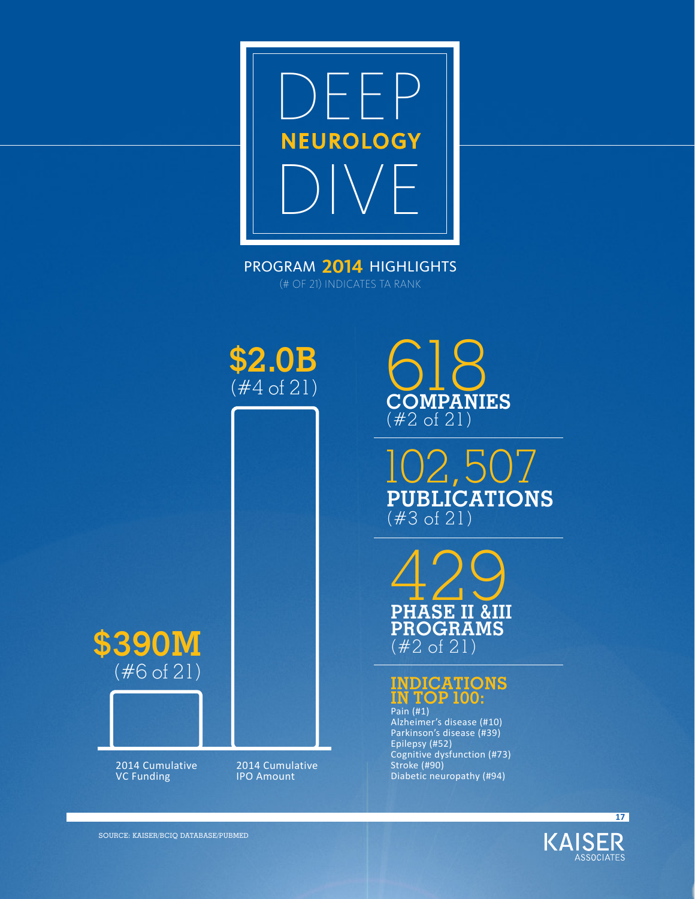# DEEP NEUROLOGY DIVE

## PROGRAM 2014 HIGHLIGHTS

(# OF 21) INDICATES TA RANK

**$390M**
(#6 of 21)
2014 Cumulative VC Funding

**$2.0B**
(#4 of 21)
2014 Cumulative IPO Amount

**618 COMPANIES**
(#2 of 21)

**102,507 PUBLICATIONS**
(#3 of 21)

**429 PHASE II &III PROGRAMS**
(#2 of 21)

**INDICATIONS IN TOP 100:**

Pain (#1)
Alzheimer's disease (#10)
Parkinson's disease (#39)
Epilepsy (#52)
Cognitive dysfunction (#73)
Stroke (#90)
Diabetic neuropathy (#94)

SOURCE: KAISER/BCIQ DATABASE/PUBMED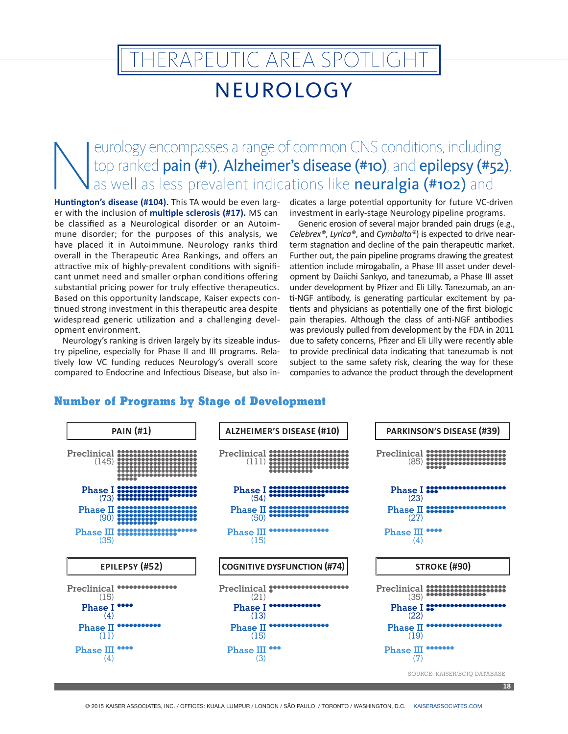# THERAPEUTIC AREA SPOTLIGHT

## NEUROLOGY

Neurology encompasses a range of common CNS conditions, including top ranked **pain (#1)**, **Alzheimer's disease (#10)**, and **epilepsy (#52)**, as well as less prevalent indications like **neuralgia (#102)** and **Huntington's disease (#104)**. This TA would be even larger with the inclusion of **multiple sclerosis (#17).** MS can be classified as a Neurological disorder or an Autoimmune disorder; for the purposes of this analysis, we have placed it in Autoimmune. Neurology ranks third overall in the Therapeutic Area Rankings, and offers an attractive mix of highly-prevalent conditions with significant unmet need and smaller orphan conditions offering substantial pricing power for truly effective therapeutics. Based on this opportunity landscape, Kaiser expects continued strong investment in this therapeutic area despite widespread generic utilization and a challenging development environment.

Neurology's ranking is driven largely by its sizeable industry pipeline, especially for Phase II and III programs. Relatively low VC funding reduces Neurology's overall score compared to Endocrine and Infectious Disease, but also indicates a large potential opportunity for future VC-driven investment in early-stage Neurology pipeline programs.

Generic erosion of several major branded pain drugs (e.g., *Celebrex®*, *Lyrica®*, and *Cymbalta®*) is expected to drive near-term stagnation and decline of the pain therapeutic market. Further out, the pain pipeline programs drawing the greatest attention include mirogabalin, a Phase III asset under development by Daiichi Sankyo, and tanezumab, a Phase III asset under development by Pfizer and Eli Lilly. Tanezumab, an anti-NGF antibody, is generating particular excitement by patients and physicians as potentially one of the first biologic pain therapies. Although the class of anti-NGF antibodies was previously pulled from development by the FDA in 2011 due to safety concerns, Pfizer and Eli Lilly were recently able to provide preclinical data indicating that tanezumab is not subject to the same safety risk, clearing the way for these companies to advance the product through the development

### Number of Programs by Stage of Development

| Indication | Preclinical | Phase I | Phase II | Phase III |
|---|---|---|---|---|
| PAIN (#1) | 145 | 73 | 90 | 35 |
| ALZHEIMER'S DISEASE (#10) | 111 | 54 | 50 | 15 |
| PARKINSON'S DISEASE (#39) | 85 | 23 | 27 | 4 |
| EPILEPSY (#52) | 15 | 4 | 11 | 4 |
| COGNITIVE DYSFUNCTION (#74) | 21 | 13 | 15 | 3 |
| STROKE (#90) | 35 | 22 | 19 | 7 |

SOURCE: KAISER/BCIQ DATABASE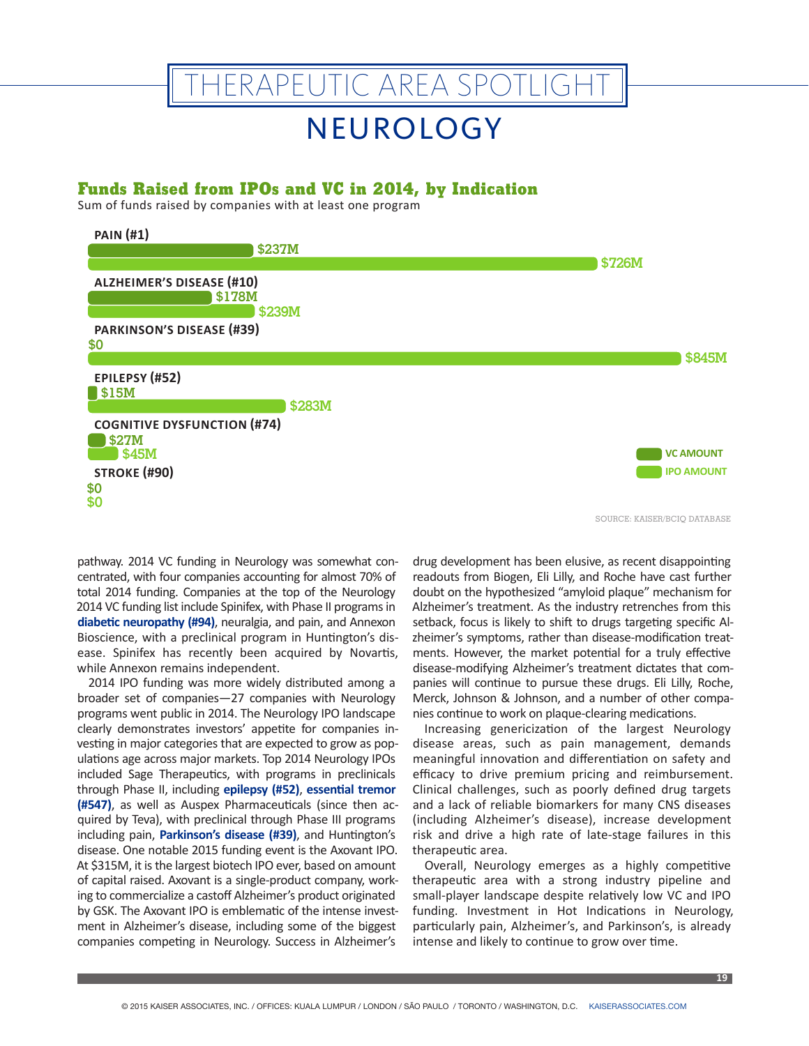# THERAPEUTIC AREA SPOTLIGHT

# NEUROLOGY

## Funds Raised from IPOs and VC in 2014, by Indication

Sum of funds raised by companies with at least one program

| Indication | VC AMOUNT | IPO AMOUNT |
|---|---|---|
| PAIN (#1) | $237M | $726M |
| ALZHEIMER'S DISEASE (#10) | $178M | $239M |
| PARKINSON'S DISEASE (#39) | $0 | $845M |
| EPILEPSY (#52) | $15M | $283M |
| COGNITIVE DYSFUNCTION (#74) | $27M | $45M |
| STROKE (#90) | $0 | $0 |

SOURCE: KAISER/BCIQ DATABASE

pathway. 2014 VC funding in Neurology was somewhat concentrated, with four companies accounting for almost 70% of total 2014 funding. Companies at the top of the Neurology 2014 VC funding list include Spinifex, with Phase II programs in **diabetic neuropathy (#94)**, neuralgia, and pain, and Annexon Bioscience, with a preclinical program in Huntington's disease. Spinifex has recently been acquired by Novartis, while Annexon remains independent.

2014 IPO funding was more widely distributed among a broader set of companies—27 companies with Neurology programs went public in 2014. The Neurology IPO landscape clearly demonstrates investors' appetite for companies investing in major categories that are expected to grow as populations age across major markets. Top 2014 Neurology IPOs included Sage Therapeutics, with programs in preclinicals through Phase II, including **epilepsy (#52)**, **essential tremor (#547)**, as well as Auspex Pharmaceuticals (since then acquired by Teva), with preclinical through Phase III programs including pain, **Parkinson's disease (#39)**, and Huntington's disease. One notable 2015 funding event is the Axovant IPO. At $315M, it is the largest biotech IPO ever, based on amount of capital raised. Axovant is a single-product company, working to commercialize a castoff Alzheimer's product originated by GSK. The Axovant IPO is emblematic of the intense investment in Alzheimer's disease, including some of the biggest companies competing in Neurology. Success in Alzheimer's drug development has been elusive, as recent disappointing readouts from Biogen, Eli Lilly, and Roche have cast further doubt on the hypothesized "amyloid plaque" mechanism for Alzheimer's treatment. As the industry retrenches from this setback, focus is likely to shift to drugs targeting specific Alzheimer's symptoms, rather than disease-modification treatments. However, the market potential for a truly effective disease-modifying Alzheimer's treatment dictates that companies will continue to pursue these drugs. Eli Lilly, Roche, Merck, Johnson & Johnson, and a number of other companies continue to work on plaque-clearing medications.

Increasing genericization of the largest Neurology disease areas, such as pain management, demands meaningful innovation and differentiation on safety and efficacy to drive premium pricing and reimbursement. Clinical challenges, such as poorly defined drug targets and a lack of reliable biomarkers for many CNS diseases (including Alzheimer's disease), increase development risk and drive a high rate of late-stage failures in this therapeutic area.

Overall, Neurology emerges as a highly competitive therapeutic area with a strong industry pipeline and small-player landscape despite relatively low VC and IPO funding. Investment in Hot Indications in Neurology, particularly pain, Alzheimer's, and Parkinson's, is already intense and likely to continue to grow over time.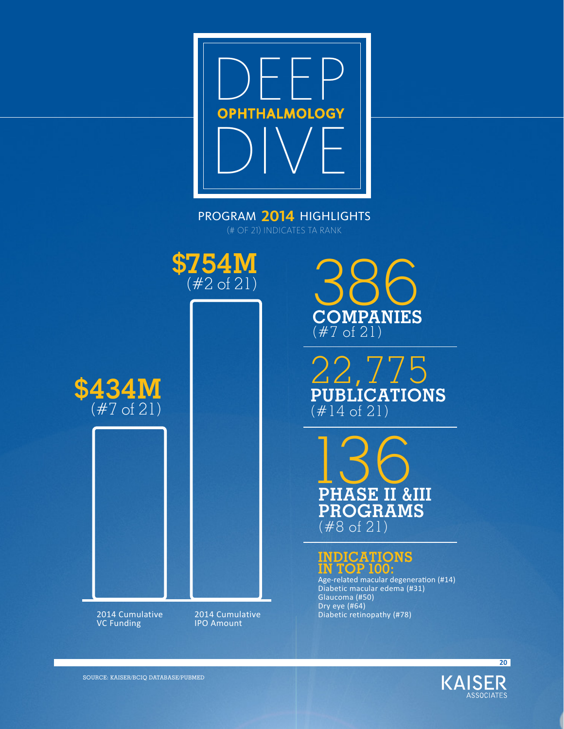# DEEP OPHTHALMOLOGY DIVE

## PROGRAM 2014 HIGHLIGHTS

(# OF 21) INDICATES TA RANK

**$434M**
(#7 of 21)
2014 Cumulative VC Funding

**$754M**
(#2 of 21)
2014 Cumulative IPO Amount

**386**
**COMPANIES**
(#7 of 21)

**22,775**
**PUBLICATIONS**
(#14 of 21)

**136**
**PHASE II &III PROGRAMS**
(#8 of 21)

**INDICATIONS IN TOP 100:**

- Age-related macular degeneration (#14)
- Diabetic macular edema (#31)
- Glaucoma (#50)
- Dry eye (#64)
- Diabetic retinopathy (#78)

SOURCE: KAISER/BCIQ DATABASE/PUBMED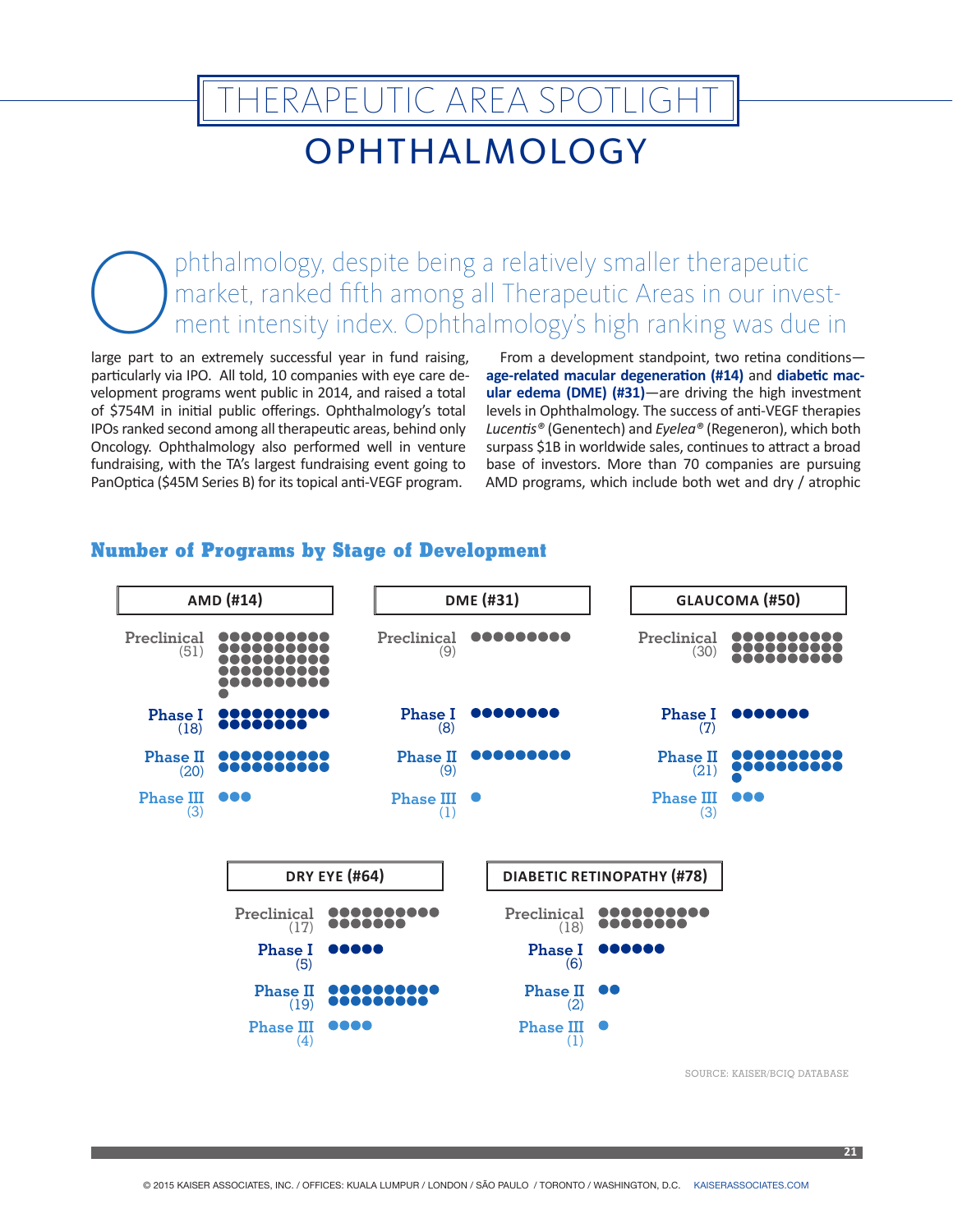# THERAPEUTIC AREA SPOTLIGHT

## OPHTHALMOLOGY

Ophthalmology, despite being a relatively smaller therapeutic market, ranked fifth among all Therapeutic Areas in our investment intensity index. Ophthalmology's high ranking was due in large part to an extremely successful year in fund raising, particularly via IPO. All told, 10 companies with eye care development programs went public in 2014, and raised a total of $754M in initial public offerings. Ophthalmology's total IPOs ranked second among all therapeutic areas, behind only Oncology. Ophthalmology also performed well in venture fundraising, with the TA's largest fundraising event going to PanOptica ($45M Series B) for its topical anti-VEGF program.

From a development standpoint, two retina conditions—**age-related macular degeneration (#14)** and **diabetic macular edema (DME) (#31)**—are driving the high investment levels in Ophthalmology. The success of anti-VEGF therapies *Lucentis®* (Genentech) and *Eylea®* (Regeneron), which both surpass $1B in worldwide sales, continues to attract a broad base of investors. More than 70 companies are pursuing AMD programs, which include both wet and dry / atrophic

### Number of Programs by Stage of Development

| Stage | AMD (#14) | DME (#31) | GLAUCOMA (#50) | DRY EYE (#64) | DIABETIC RETINOPATHY (#78) |
|---|---|---|---|---|---|
| Preclinical | 51 | 9 | 30 | 17 | 18 |
| Phase I | 18 | 8 | 7 | 5 | 6 |
| Phase II | 20 | 9 | 21 | 19 | 2 |
| Phase III | 3 | 1 | 3 | 4 | 1 |

SOURCE: KAISER/BCIQ DATABASE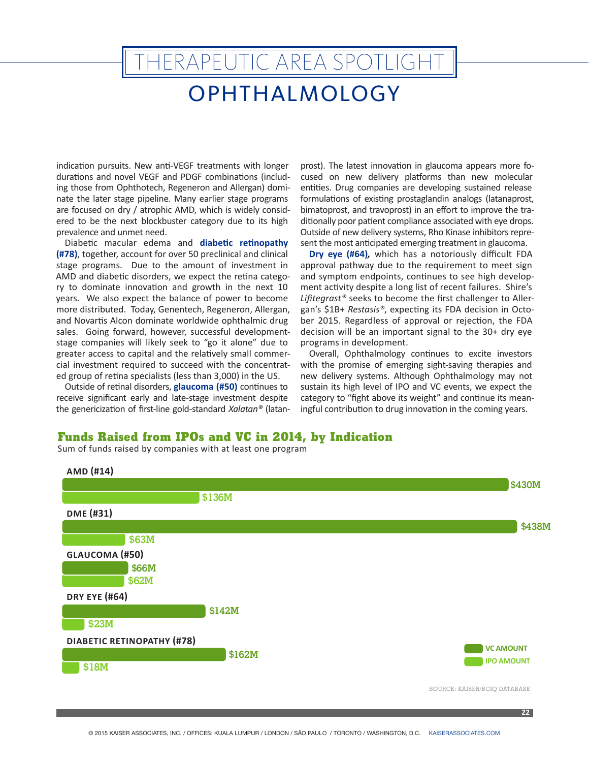# THERAPEUTIC AREA SPOTLIGHT

## OPHTHALMOLOGY

indication pursuits. New anti-VEGF treatments with longer durations and novel VEGF and PDGF combinations (including those from Ophthotech, Regeneron and Allergan) dominate the later stage pipeline. Many earlier stage programs are focused on dry / atrophic AMD, which is widely considered to be the next blockbuster category due to its high prevalence and unmet need.

Diabetic macular edema and **diabetic retinopathy (#78)**, together, account for over 50 preclinical and clinical stage programs. Due to the amount of investment in AMD and diabetic disorders, we expect the retina category to dominate innovation and growth in the next 10 years. We also expect the balance of power to become more distributed. Today, Genentech, Regeneron, Allergan, and Novartis Alcon dominate worldwide ophthalmic drug sales. Going forward, however, successful development-stage companies will likely seek to "go it alone" due to greater access to capital and the relatively small commercial investment required to succeed with the concentrated group of retina specialists (less than 3,000) in the US.

Outside of retinal disorders, **glaucoma (#50)** continues to receive significant early and late-stage investment despite the genericization of first-line gold-standard *Xalatan®* (latanprost). The latest innovation in glaucoma appears more focused on new delivery platforms than new molecular entities. Drug companies are developing sustained release formulations of existing prostaglandin analogs (latanaprost, bimatoprost, and travoprost) in an effort to improve the traditionally poor patient compliance associated with eye drops. Outside of new delivery systems, Rho Kinase inhibitors represent the most anticipated emerging treatment in glaucoma.

**Dry eye (#64),** which has a notoriously difficult FDA approval pathway due to the requirement to meet sign and symptom endpoints, continues to see high development activity despite a long list of recent failures. Shire's *Lifitegrast®* seeks to become the first challenger to Allergan's $1B+ *Restasis®*, expecting its FDA decision in October 2015. Regardless of approval or rejection, the FDA decision will be an important signal to the 30+ dry eye programs in development.

Overall, Ophthalmology continues to excite investors with the promise of emerging sight-saving therapies and new delivery systems. Although Ophthalmology may not sustain its high level of IPO and VC events, we expect the category to "fight above its weight" and continue its meaningful contribution to drug innovation in the coming years.

### Funds Raised from IPOs and VC in 2014, by Indication

Sum of funds raised by companies with at least one program

| Indication | VC Amount | IPO Amount |
|---|---|---|
| AMD (#14) | $430M | $136M |
| DME (#31) | $438M | $63M |
| GLAUCOMA (#50) | $66M | $62M |
| DRY EYE (#64) | $142M | $23M |
| DIABETIC RETINOPATHY (#78) | $162M | $18M |

SOURCE: KAISER/BCIQ DATABASE

© 2015 KAISER ASSOCIATES, INC. / OFFICES: KUALA LUMPUR / LONDON / SÃO PAULO / TORONTO / WASHINGTON, D.C. KAISERASSOCIATES.COM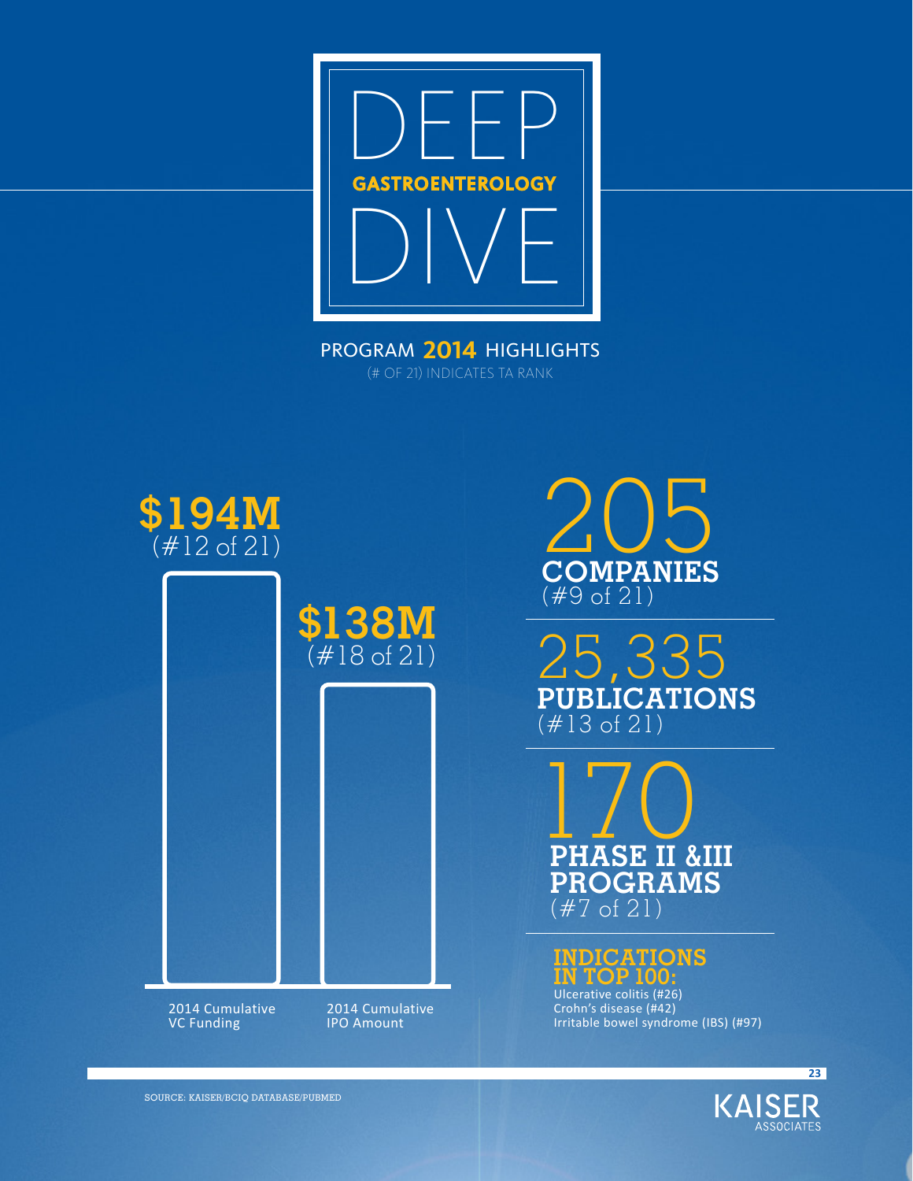# DEEP GASTROENTEROLOGY DIVE

PROGRAM **2014** HIGHLIGHTS

(# OF 21) INDICATES TA RANK

**$194M**
(#12 of 21)

2014 Cumulative VC Funding

**$138M**
(#18 of 21)

2014 Cumulative IPO Amount

205
**COMPANIES**
(#9 of 21)

25,335
**PUBLICATIONS**
(#13 of 21)

170
**PHASE II &III PROGRAMS**
(#7 of 21)

**INDICATIONS IN TOP 100:**

Ulcerative colitis (#26)
Crohn's disease (#42)
Irritable bowel syndrome (IBS) (#97)

SOURCE: KAISER/BCIQ DATABASE/PUBMED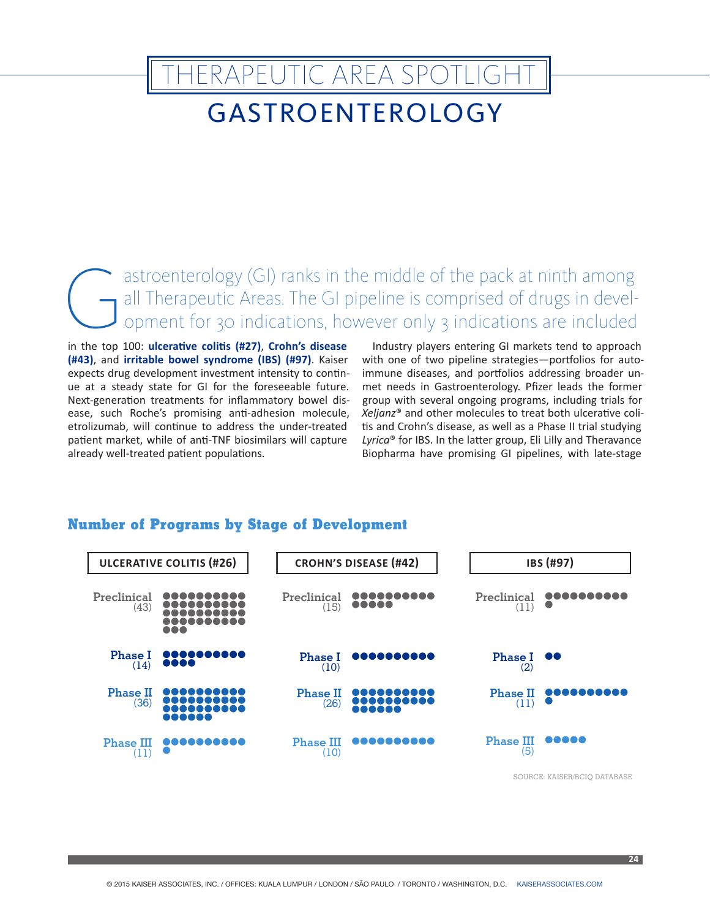# THERAPEUTIC AREA SPOTLIGHT

## GASTROENTEROLOGY

Gastroenterology (GI) ranks in the middle of the pack at ninth among all Therapeutic Areas. The GI pipeline is comprised of drugs in development for 30 indications, however only 3 indications are included in the top 100: **ulcerative colitis (#27)**, **Crohn's disease (#43)**, and **irritable bowel syndrome (IBS) (#97)**. Kaiser expects drug development investment intensity to continue at a steady state for GI for the foreseeable future. Next-generation treatments for inflammatory bowel disease, such Roche's promising anti-adhesion molecule, etrolizumab, will continue to address the under-treated patient market, while of anti-TNF biosimilars will capture already well-treated patient populations.

Industry players entering GI markets tend to approach with one of two pipeline strategies—portfolios for autoimmune diseases, and portfolios addressing broader unmet needs in Gastroenterology. Pfizer leads the former group with several ongoing programs, including trials for *Xeljanz*® and other molecules to treat both ulcerative colitis and Crohn's disease, as well as a Phase II trial studying *Lyrica*® for IBS. In the latter group, Eli Lilly and Theravance Biopharma have promising GI pipelines, with late-stage

### Number of Programs by Stage of Development

| Stage | ULCERATIVE COLITIS (#26) | CROHN'S DISEASE (#42) | IBS (#97) |
|---|---|---|---|
| Preclinical | 43 | 15 | 11 |
| Phase I | 14 | 10 | 2 |
| Phase II | 36 | 26 | 11 |
| Phase III | 11 | 10 | 5 |

SOURCE: KAISER/BCIQ DATABASE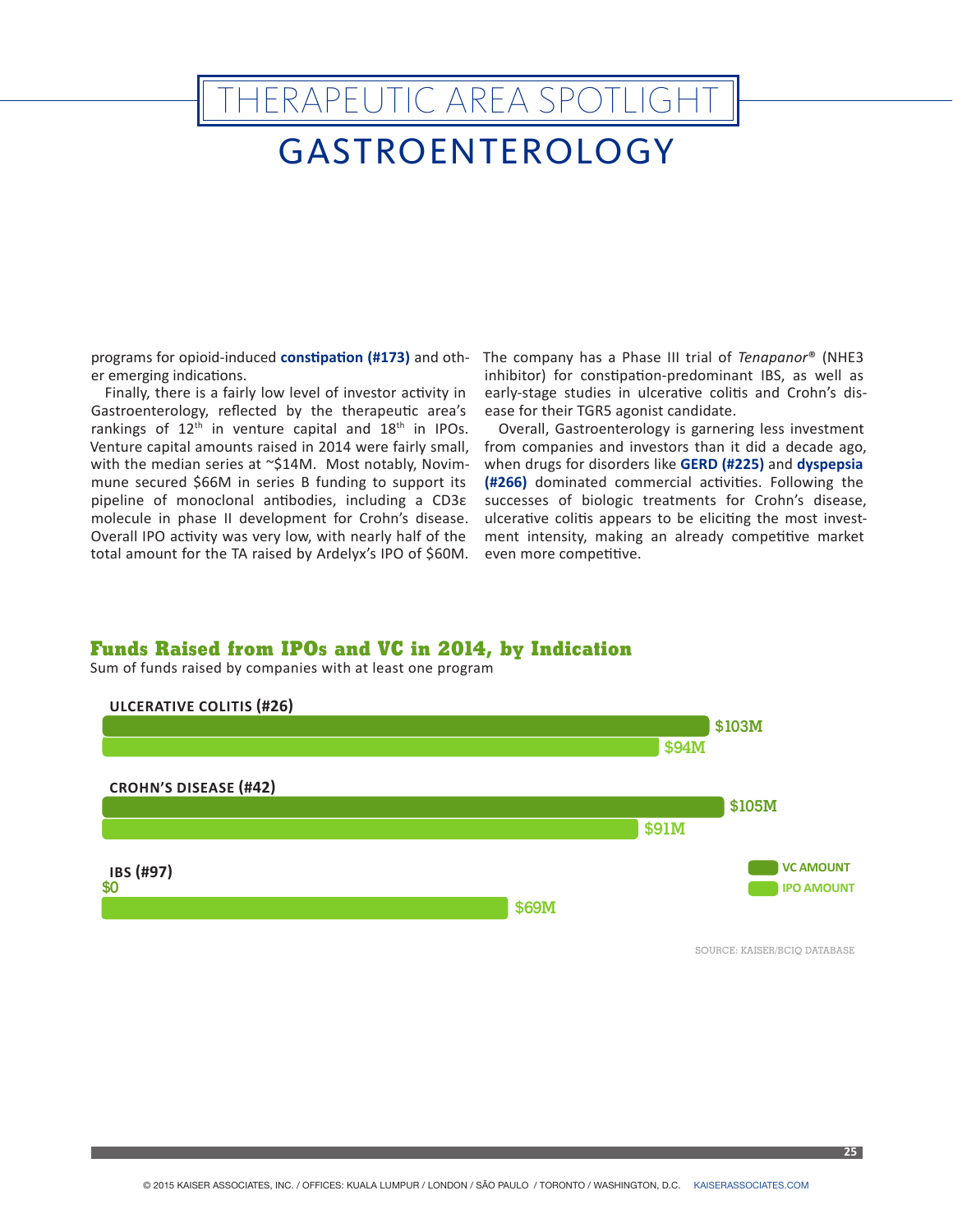# THERAPEUTIC AREA SPOTLIGHT

## GASTROENTEROLOGY

programs for opioid-induced **constipation (#173)** and other emerging indications.

Finally, there is a fairly low level of investor activity in Gastroenterology, reflected by the therapeutic area's rankings of 12th in venture capital and 18th in IPOs. Venture capital amounts raised in 2014 were fairly small, with the median series at ~$14M. Most notably, Novimmune secured $66M in series B funding to support its pipeline of monoclonal antibodies, including a CD3ε molecule in phase II development for Crohn's disease. Overall IPO activity was very low, with nearly half of the total amount for the TA raised by Ardelyx's IPO of $60M. The company has a Phase III trial of *Tenapanor*® (NHE3 inhibitor) for constipation-predominant IBS, as well as early-stage studies in ulcerative colitis and Crohn's disease for their TGR5 agonist candidate.

Overall, Gastroenterology is garnering less investment from companies and investors than it did a decade ago, when drugs for disorders like **GERD (#225)** and **dyspepsia (#266)** dominated commercial activities. Following the successes of biologic treatments for Crohn's disease, ulcerative colitis appears to be eliciting the most investment intensity, making an already competitive market even more competitive.

### Funds Raised from IPOs and VC in 2014, by Indication

Sum of funds raised by companies with at least one program

| Indication | VC Amount | IPO Amount |
|---|---|---|
| ULCERATIVE COLITIS (#26) | $103M | $94M |
| CROHN'S DISEASE (#42) | $105M | $91M |
| IBS (#97) | $0 | $69M |

SOURCE: KAISER/BCIQ DATABASE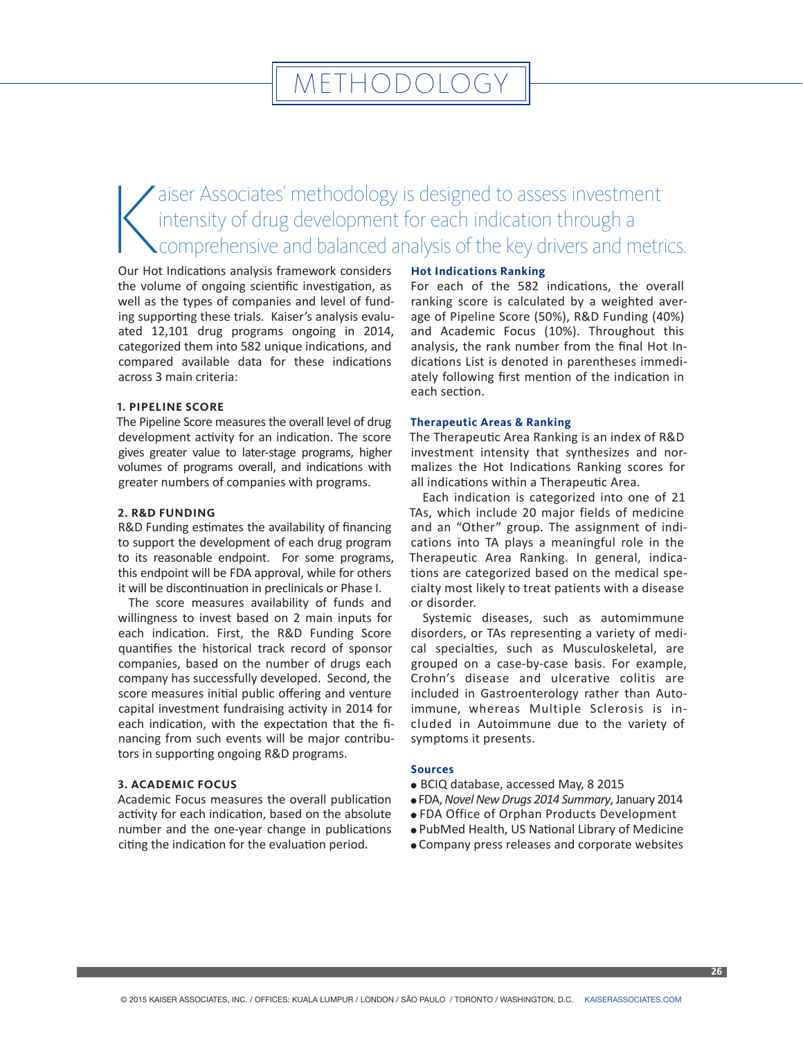# METHODOLOGY

Kaiser Associates' methodology is designed to assess investment intensity of drug development for each indication through a comprehensive and balanced analysis of the key drivers and metrics.

Our Hot Indications analysis framework considers the volume of ongoing scientific investigation, as well as the types of companies and level of funding supporting these trials. Kaiser's analysis evaluated 12,101 drug programs ongoing in 2014, categorized them into 582 unique indications, and compared available data for these indications across 3 main criteria:

### 1. PIPELINE SCORE

The Pipeline Score measures the overall level of drug development activity for an indication. The score gives greater value to later-stage programs, higher volumes of programs overall, and indications with greater numbers of companies with programs.

### 2. R&D FUNDING

R&D Funding estimates the availability of financing to support the development of each drug program to its reasonable endpoint. For some programs, this endpoint will be FDA approval, while for others it will be discontinuation in preclinicals or Phase I.

The score measures availability of funds and willingness to invest based on 2 main inputs for each indication. First, the R&D Funding Score quantifies the historical track record of sponsor companies, based on the number of drugs each company has successfully developed. Second, the score measures initial public offering and venture capital investment fundraising activity in 2014 for each indication, with the expectation that the financing from such events will be major contributors in supporting ongoing R&D programs.

### 3. ACADEMIC FOCUS

Academic Focus measures the overall publication activity for each indication, based on the absolute number and the one-year change in publications citing the indication for the evaluation period.

### Hot Indications Ranking

For each of the 582 indications, the overall ranking score is calculated by a weighted average of Pipeline Score (50%), R&D Funding (40%) and Academic Focus (10%). Throughout this analysis, the rank number from the final Hot Indications List is denoted in parentheses immediately following first mention of the indication in each section.

### Therapeutic Areas & Ranking

The Therapeutic Area Ranking is an index of R&D investment intensity that synthesizes and normalizes the Hot Indications Ranking scores for all indications within a Therapeutic Area.

Each indication is categorized into one of 21 TAs, which include 20 major fields of medicine and an "Other" group. The assignment of indications into TA plays a meaningful role in the Therapeutic Area Ranking. In general, indications are categorized based on the medical specialty most likely to treat patients with a disease or disorder.

Systemic diseases, such as automimmune disorders, or TAs representing a variety of medical specialties, such as Musculoskeletal, are grouped on a case-by-case basis. For example, Crohn's disease and ulcerative colitis are included in Gastroenterology rather than Autoimmune, whereas Multiple Sclerosis is included in Autoimmune due to the variety of symptoms it presents.

### Sources

- BCIQ database, accessed May, 8 2015
- FDA, *Novel New Drugs 2014 Summary*, January 2014
- FDA Office of Orphan Products Development
- PubMed Health, US National Library of Medicine
- Company press releases and corporate websites

© 2015 KAISER ASSOCIATES, INC. / OFFICES: KUALA LUMPUR / LONDON / SÃO PAULO / TORONTO / WASHINGTON, D.C. KAISERASSOCIATES.COM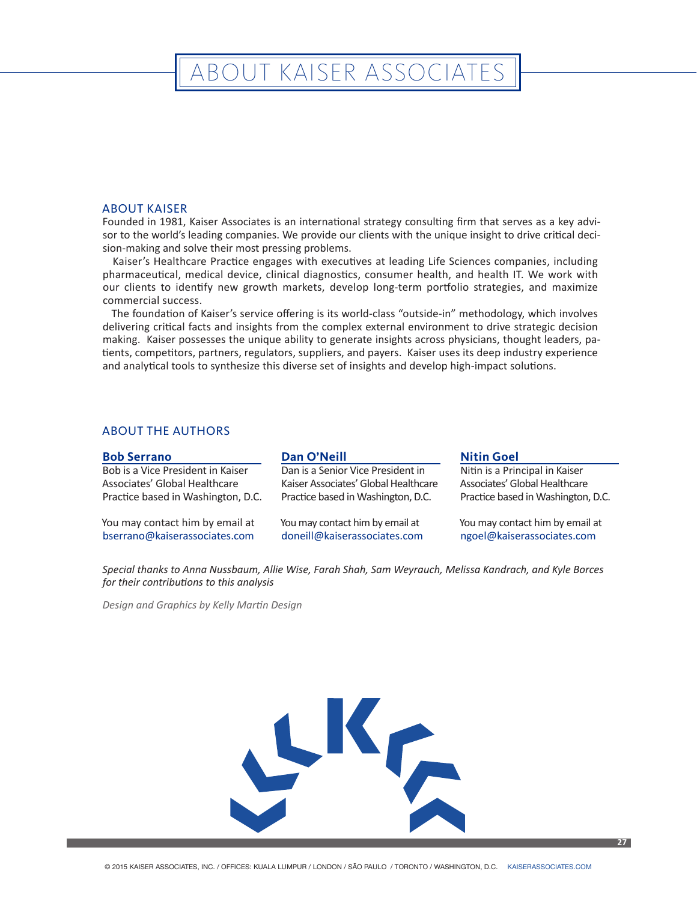# ABOUT KAISER ASSOCIATES

## ABOUT KAISER

Founded in 1981, Kaiser Associates is an international strategy consulting firm that serves as a key advisor to the world's leading companies. We provide our clients with the unique insight to drive critical decision-making and solve their most pressing problems.

Kaiser's Healthcare Practice engages with executives at leading Life Sciences companies, including pharmaceutical, medical device, clinical diagnostics, consumer health, and health IT. We work with our clients to identify new growth markets, develop long-term portfolio strategies, and maximize commercial success.

The foundation of Kaiser's service offering is its world-class "outside-in" methodology, which involves delivering critical facts and insights from the complex external environment to drive strategic decision making. Kaiser possesses the unique ability to generate insights across physicians, thought leaders, patients, competitors, partners, regulators, suppliers, and payers. Kaiser uses its deep industry experience and analytical tools to synthesize this diverse set of insights and develop high-impact solutions.

## ABOUT THE AUTHORS

### Bob Serrano

Bob is a Vice President in Kaiser Associates' Global Healthcare Practice based in Washington, D.C.

You may contact him by email at bserrano@kaiserassociates.com

### Dan O'Neill

Dan is a Senior Vice President in Kaiser Associates' Global Healthcare Practice based in Washington, D.C.

You may contact him by email at doneill@kaiserassociates.com

### Nitin Goel

Nitin is a Principal in Kaiser Associates' Global Healthcare Practice based in Washington, D.C.

You may contact him by email at ngoel@kaiserassociates.com

*Special thanks to Anna Nussbaum, Allie Wise, Farah Shah, Sam Weyrauch, Melissa Kandrach, and Kyle Borces for their contributions to this analysis*

*Design and Graphics by Kelly Martin Design*

© 2015 KAISER ASSOCIATES, INC. / OFFICES: KUALA LUMPUR / LONDON / SÃO PAULO / TORONTO / WASHINGTON, D.C. KAISERASSOCIATES.COM